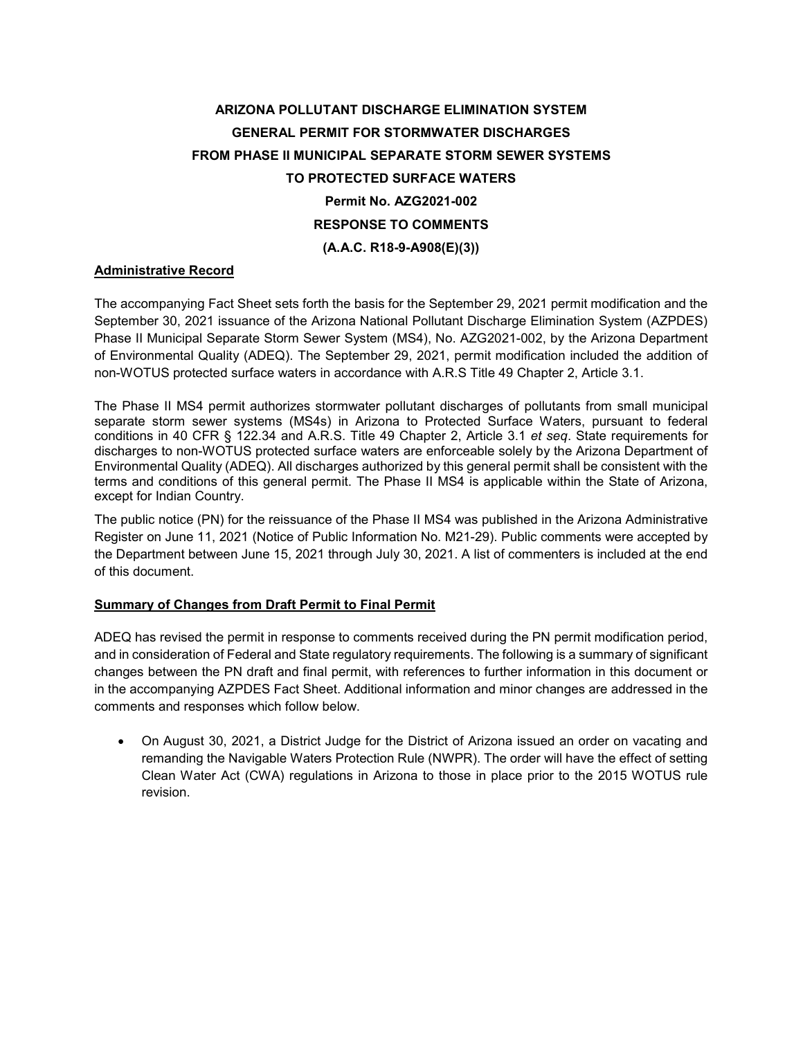# ARIZONA POLLUTANT DISCHARGE ELIMINATION SYSTEM
# GENERAL PERMIT FOR STORMWATER DISCHARGES
# FROM PHASE II MUNICIPAL SEPARATE STORM SEWER SYSTEMS
# TO PROTECTED SURFACE WATERS

**Permit No. AZG2021-002**

**RESPONSE TO COMMENTS**

**(A.A.C. R18-9-A908(E)(3))**

## Administrative Record

The accompanying Fact Sheet sets forth the basis for the September 29, 2021 permit modification and the September 30, 2021 issuance of the Arizona National Pollutant Discharge Elimination System (AZPDES) Phase II Municipal Separate Storm Sewer System (MS4), No. AZG2021-002, by the Arizona Department of Environmental Quality (ADEQ). The September 29, 2021, permit modification included the addition of non-WOTUS protected surface waters in accordance with A.R.S Title 49 Chapter 2, Article 3.1.

The Phase II MS4 permit authorizes stormwater pollutant discharges of pollutants from small municipal separate storm sewer systems (MS4s) in Arizona to Protected Surface Waters, pursuant to federal conditions in 40 CFR § 122.34 and A.R.S. Title 49 Chapter 2, Article 3.1 *et seq*. State requirements for discharges to non-WOTUS protected surface waters are enforceable solely by the Arizona Department of Environmental Quality (ADEQ). All discharges authorized by this general permit shall be consistent with the terms and conditions of this general permit. The Phase II MS4 is applicable within the State of Arizona, except for Indian Country.

The public notice (PN) for the reissuance of the Phase II MS4 was published in the Arizona Administrative Register on June 11, 2021 (Notice of Public Information No. M21-29). Public comments were accepted by the Department between June 15, 2021 through July 30, 2021. A list of commenters is included at the end of this document.

## Summary of Changes from Draft Permit to Final Permit

ADEQ has revised the permit in response to comments received during the PN permit modification period, and in consideration of Federal and State regulatory requirements. The following is a summary of significant changes between the PN draft and final permit, with references to further information in this document or in the accompanying AZPDES Fact Sheet. Additional information and minor changes are addressed in the comments and responses which follow below.

- On August 30, 2021, a District Judge for the District of Arizona issued an order on vacating and remanding the Navigable Waters Protection Rule (NWPR). The order will have the effect of setting Clean Water Act (CWA) regulations in Arizona to those in place prior to the 2015 WOTUS rule revision.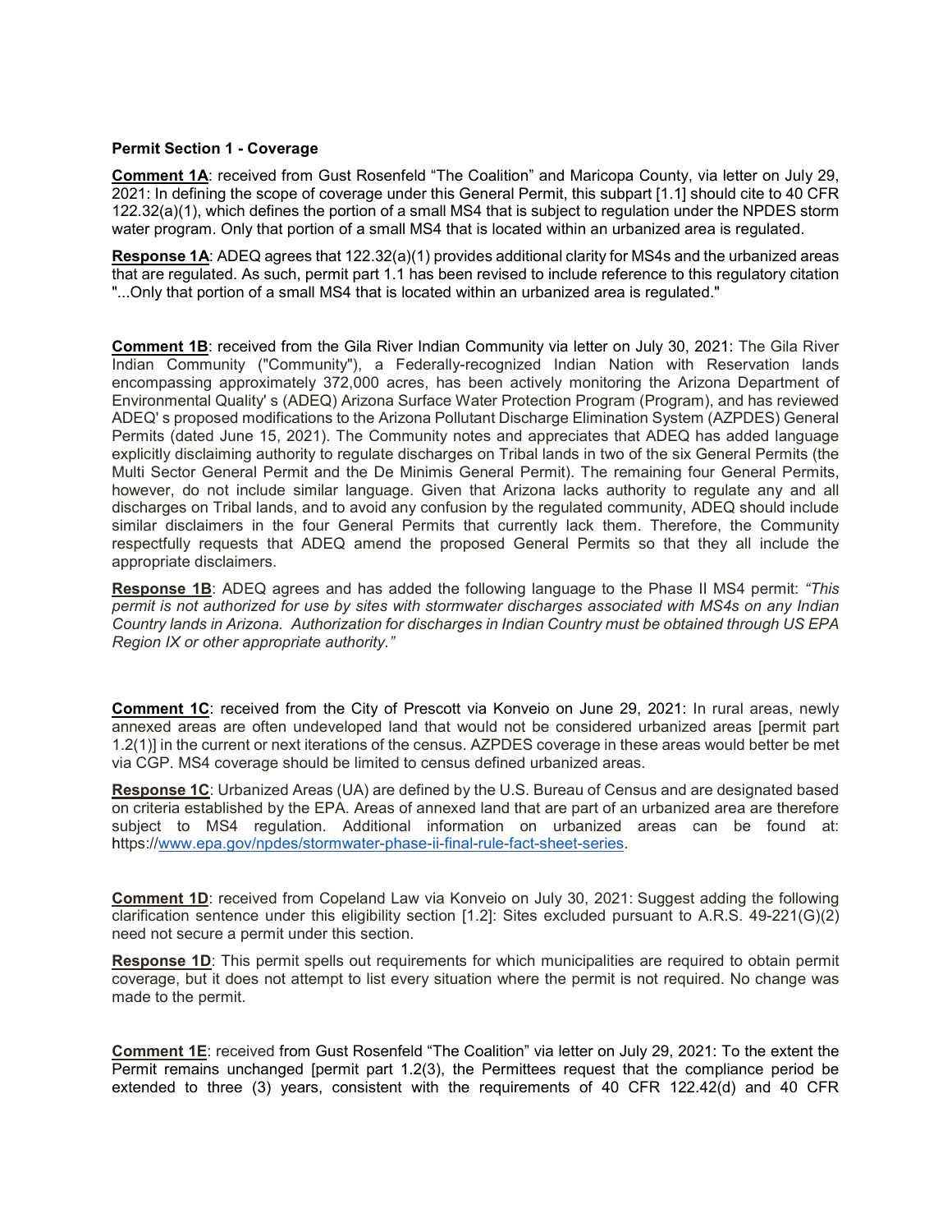**Permit Section 1 - Coverage**

**Comment 1A**: received from Gust Rosenfeld "The Coalition" and Maricopa County, via letter on July 29, 2021: In defining the scope of coverage under this General Permit, this subpart [1.1] should cite to 40 CFR 122.32(a)(1), which defines the portion of a small MS4 that is subject to regulation under the NPDES storm water program. Only that portion of a small MS4 that is located within an urbanized area is regulated.

**Response 1A**: ADEQ agrees that 122.32(a)(1) provides additional clarity for MS4s and the urbanized areas that are regulated. As such, permit part 1.1 has been revised to include reference to this regulatory citation "...Only that portion of a small MS4 that is located within an urbanized area is regulated."

**Comment 1B**: received from the Gila River Indian Community via letter on July 30, 2021: The Gila River Indian Community ("Community"), a Federally-recognized Indian Nation with Reservation lands encompassing approximately 372,000 acres, has been actively monitoring the Arizona Department of Environmental Quality' s (ADEQ) Arizona Surface Water Protection Program (Program), and has reviewed ADEQ' s proposed modifications to the Arizona Pollutant Discharge Elimination System (AZPDES) General Permits (dated June 15, 2021). The Community notes and appreciates that ADEQ has added language explicitly disclaiming authority to regulate discharges on Tribal lands in two of the six General Permits (the Multi Sector General Permit and the De Minimis General Permit). The remaining four General Permits, however, do not include similar language. Given that Arizona lacks authority to regulate any and all discharges on Tribal lands, and to avoid any confusion by the regulated community, ADEQ should include similar disclaimers in the four General Permits that currently lack them. Therefore, the Community respectfully requests that ADEQ amend the proposed General Permits so that they all include the appropriate disclaimers.

**Response 1B**: ADEQ agrees and has added the following language to the Phase II MS4 permit: *"This permit is not authorized for use by sites with stormwater discharges associated with MS4s on any Indian Country lands in Arizona. Authorization for discharges in Indian Country must be obtained through US EPA Region IX or other appropriate authority."*

**Comment 1C**: received from the City of Prescott via Konveio on June 29, 2021: In rural areas, newly annexed areas are often undeveloped land that would not be considered urbanized areas [permit part 1.2(1)] in the current or next iterations of the census. AZPDES coverage in these areas would better be met via CGP. MS4 coverage should be limited to census defined urbanized areas.

**Response 1C**: Urbanized Areas (UA) are defined by the U.S. Bureau of Census and are designated based on criteria established by the EPA. Areas of annexed land that are part of an urbanized area are therefore subject to MS4 regulation. Additional information on urbanized areas can be found at: https://www.epa.gov/npdes/stormwater-phase-ii-final-rule-fact-sheet-series.

**Comment 1D**: received from Copeland Law via Konveio on July 30, 2021: Suggest adding the following clarification sentence under this eligibility section [1.2]: Sites excluded pursuant to A.R.S. 49-221(G)(2) need not secure a permit under this section.

**Response 1D**: This permit spells out requirements for which municipalities are required to obtain permit coverage, but it does not attempt to list every situation where the permit is not required. No change was made to the permit.

**Comment 1E**: received from Gust Rosenfeld "The Coalition" via letter on July 29, 2021: To the extent the Permit remains unchanged [permit part 1.2(3), the Permittees request that the compliance period be extended to three (3) years, consistent with the requirements of 40 CFR 122.42(d) and 40 CFR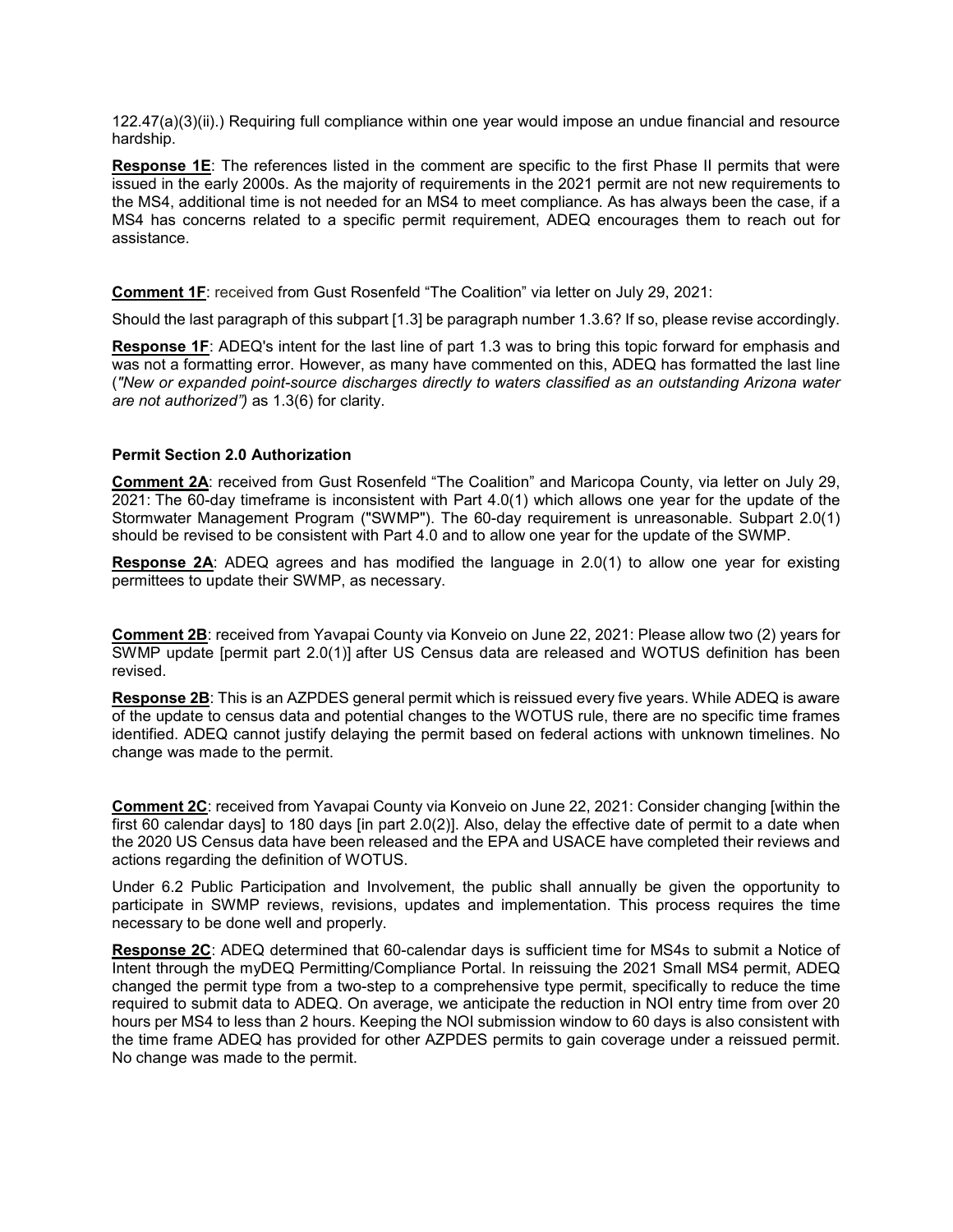122.47(a)(3)(ii).) Requiring full compliance within one year would impose an undue financial and resource hardship.

**Response 1E**: The references listed in the comment are specific to the first Phase II permits that were issued in the early 2000s. As the majority of requirements in the 2021 permit are not new requirements to the MS4, additional time is not needed for an MS4 to meet compliance. As has always been the case, if a MS4 has concerns related to a specific permit requirement, ADEQ encourages them to reach out for assistance.

**Comment 1F**: received from Gust Rosenfeld "The Coalition" via letter on July 29, 2021:

Should the last paragraph of this subpart [1.3] be paragraph number 1.3.6? If so, please revise accordingly.

**Response 1F**: ADEQ's intent for the last line of part 1.3 was to bring this topic forward for emphasis and was not a formatting error. However, as many have commented on this, ADEQ has formatted the last line (*"New or expanded point-source discharges directly to waters classified as an outstanding Arizona water are not authorized")* as 1.3(6) for clarity.

### Permit Section 2.0 Authorization

**Comment 2A**: received from Gust Rosenfeld "The Coalition" and Maricopa County, via letter on July 29, 2021: The 60-day timeframe is inconsistent with Part 4.0(1) which allows one year for the update of the Stormwater Management Program ("SWMP"). The 60-day requirement is unreasonable. Subpart 2.0(1) should be revised to be consistent with Part 4.0 and to allow one year for the update of the SWMP.

**Response 2A**: ADEQ agrees and has modified the language in 2.0(1) to allow one year for existing permittees to update their SWMP, as necessary.

**Comment 2B**: received from Yavapai County via Konveio on June 22, 2021: Please allow two (2) years for SWMP update [permit part 2.0(1)] after US Census data are released and WOTUS definition has been revised.

**Response 2B**: This is an AZPDES general permit which is reissued every five years. While ADEQ is aware of the update to census data and potential changes to the WOTUS rule, there are no specific time frames identified. ADEQ cannot justify delaying the permit based on federal actions with unknown timelines. No change was made to the permit.

**Comment 2C**: received from Yavapai County via Konveio on June 22, 2021: Consider changing [within the first 60 calendar days] to 180 days [in part 2.0(2)]. Also, delay the effective date of permit to a date when the 2020 US Census data have been released and the EPA and USACE have completed their reviews and actions regarding the definition of WOTUS.

Under 6.2 Public Participation and Involvement, the public shall annually be given the opportunity to participate in SWMP reviews, revisions, updates and implementation. This process requires the time necessary to be done well and properly.

**Response 2C**: ADEQ determined that 60-calendar days is sufficient time for MS4s to submit a Notice of Intent through the myDEQ Permitting/Compliance Portal. In reissuing the 2021 Small MS4 permit, ADEQ changed the permit type from a two-step to a comprehensive type permit, specifically to reduce the time required to submit data to ADEQ. On average, we anticipate the reduction in NOI entry time from over 20 hours per MS4 to less than 2 hours. Keeping the NOI submission window to 60 days is also consistent with the time frame ADEQ has provided for other AZPDES permits to gain coverage under a reissued permit. No change was made to the permit.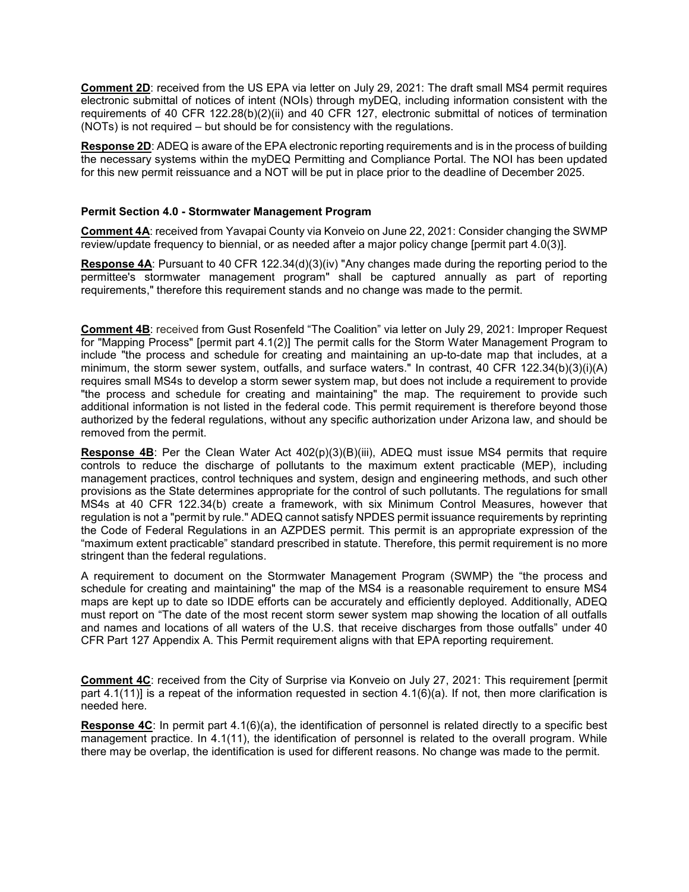**Comment 2D**: received from the US EPA via letter on July 29, 2021: The draft small MS4 permit requires electronic submittal of notices of intent (NOIs) through myDEQ, including information consistent with the requirements of 40 CFR 122.28(b)(2)(ii) and 40 CFR 127, electronic submittal of notices of termination (NOTs) is not required – but should be for consistency with the regulations.

**Response 2D**: ADEQ is aware of the EPA electronic reporting requirements and is in the process of building the necessary systems within the myDEQ Permitting and Compliance Portal. The NOI has been updated for this new permit reissuance and a NOT will be put in place prior to the deadline of December 2025.

**Permit Section 4.0 - Stormwater Management Program**

**Comment 4A**: received from Yavapai County via Konveio on June 22, 2021: Consider changing the SWMP review/update frequency to biennial, or as needed after a major policy change [permit part 4.0(3)].

**Response 4A**: Pursuant to 40 CFR 122.34(d)(3)(iv) "Any changes made during the reporting period to the permittee's stormwater management program" shall be captured annually as part of reporting requirements," therefore this requirement stands and no change was made to the permit.

**Comment 4B**: received from Gust Rosenfeld "The Coalition" via letter on July 29, 2021: Improper Request for "Mapping Process" [permit part 4.1(2)] The permit calls for the Storm Water Management Program to include "the process and schedule for creating and maintaining an up-to-date map that includes, at a minimum, the storm sewer system, outfalls, and surface waters." In contrast, 40 CFR 122.34(b)(3)(i)(A) requires small MS4s to develop a storm sewer system map, but does not include a requirement to provide "the process and schedule for creating and maintaining" the map. The requirement to provide such additional information is not listed in the federal code. This permit requirement is therefore beyond those authorized by the federal regulations, without any specific authorization under Arizona law, and should be removed from the permit.

**Response 4B**: Per the Clean Water Act 402(p)(3)(B)(iii), ADEQ must issue MS4 permits that require controls to reduce the discharge of pollutants to the maximum extent practicable (MEP), including management practices, control techniques and system, design and engineering methods, and such other provisions as the State determines appropriate for the control of such pollutants. The regulations for small MS4s at 40 CFR 122.34(b) create a framework, with six Minimum Control Measures, however that regulation is not a "permit by rule." ADEQ cannot satisfy NPDES permit issuance requirements by reprinting the Code of Federal Regulations in an AZPDES permit. This permit is an appropriate expression of the "maximum extent practicable" standard prescribed in statute. Therefore, this permit requirement is no more stringent than the federal regulations.

A requirement to document on the Stormwater Management Program (SWMP) the "the process and schedule for creating and maintaining" the map of the MS4 is a reasonable requirement to ensure MS4 maps are kept up to date so IDDE efforts can be accurately and efficiently deployed. Additionally, ADEQ must report on "The date of the most recent storm sewer system map showing the location of all outfalls and names and locations of all waters of the U.S. that receive discharges from those outfalls" under 40 CFR Part 127 Appendix A. This Permit requirement aligns with that EPA reporting requirement.

**Comment 4C**: received from the City of Surprise via Konveio on July 27, 2021: This requirement [permit part 4.1(11)] is a repeat of the information requested in section 4.1(6)(a). If not, then more clarification is needed here.

**Response 4C**: In permit part 4.1(6)(a), the identification of personnel is related directly to a specific best management practice. In 4.1(11), the identification of personnel is related to the overall program. While there may be overlap, the identification is used for different reasons. No change was made to the permit.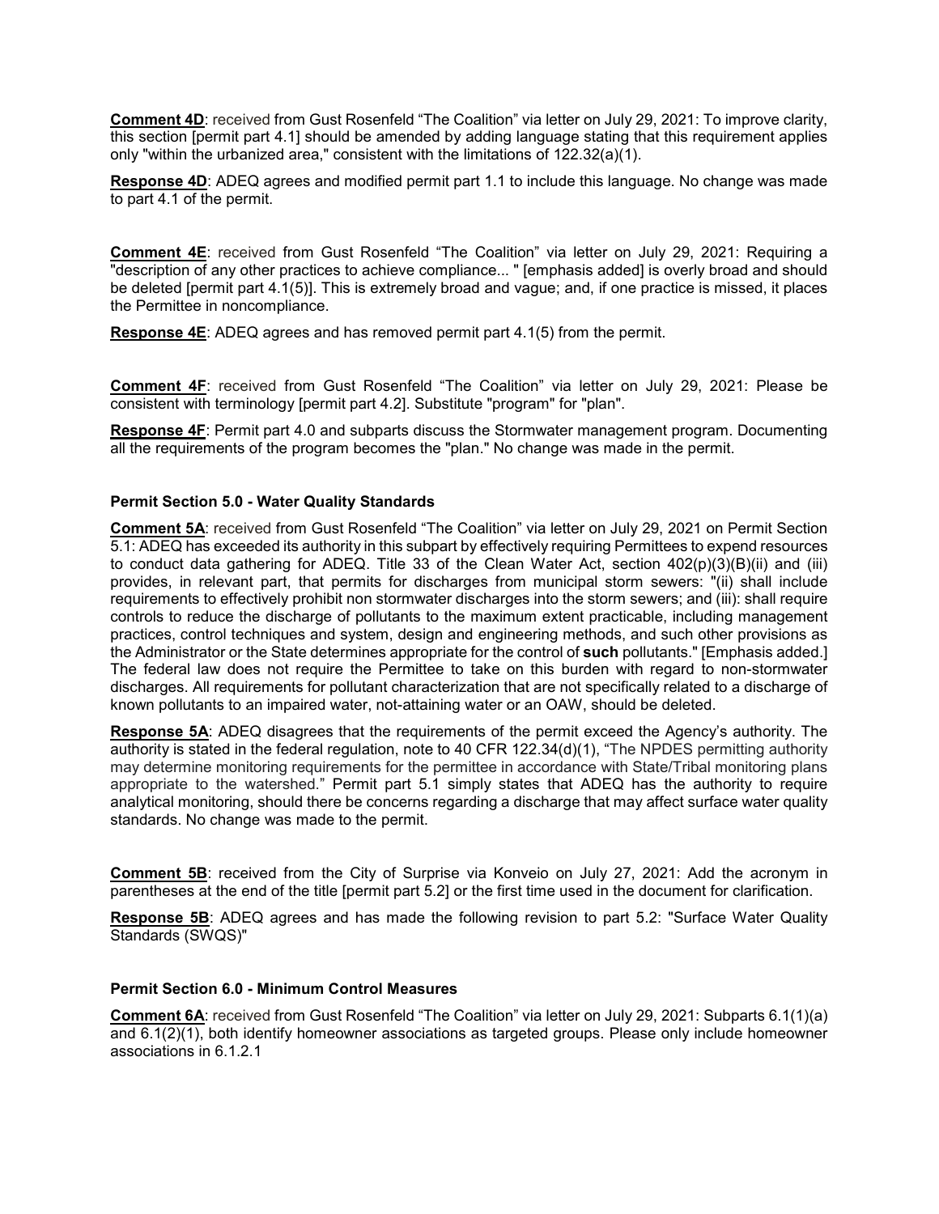**Comment 4D**: received from Gust Rosenfeld "The Coalition" via letter on July 29, 2021: To improve clarity, this section [permit part 4.1] should be amended by adding language stating that this requirement applies only "within the urbanized area," consistent with the limitations of 122.32(a)(1).

**Response 4D**: ADEQ agrees and modified permit part 1.1 to include this language. No change was made to part 4.1 of the permit.

**Comment 4E**: received from Gust Rosenfeld "The Coalition" via letter on July 29, 2021: Requiring a "description of any other practices to achieve compliance... " [emphasis added] is overly broad and should be deleted [permit part 4.1(5)]. This is extremely broad and vague; and, if one practice is missed, it places the Permittee in noncompliance.

**Response 4E**: ADEQ agrees and has removed permit part 4.1(5) from the permit.

**Comment 4F**: received from Gust Rosenfeld "The Coalition" via letter on July 29, 2021: Please be consistent with terminology [permit part 4.2]. Substitute "program" for "plan".

**Response 4F**: Permit part 4.0 and subparts discuss the Stormwater management program. Documenting all the requirements of the program becomes the "plan." No change was made in the permit.

### Permit Section 5.0 - Water Quality Standards

**Comment 5A**: received from Gust Rosenfeld "The Coalition" via letter on July 29, 2021 on Permit Section 5.1: ADEQ has exceeded its authority in this subpart by effectively requiring Permittees to expend resources to conduct data gathering for ADEQ. Title 33 of the Clean Water Act, section 402(p)(3)(B)(ii) and (iii) provides, in relevant part, that permits for discharges from municipal storm sewers: "(ii) shall include requirements to effectively prohibit non stormwater discharges into the storm sewers; and (iii): shall require controls to reduce the discharge of pollutants to the maximum extent practicable, including management practices, control techniques and system, design and engineering methods, and such other provisions as the Administrator or the State determines appropriate for the control of **such** pollutants." [Emphasis added.] The federal law does not require the Permittee to take on this burden with regard to non-stormwater discharges. All requirements for pollutant characterization that are not specifically related to a discharge of known pollutants to an impaired water, not-attaining water or an OAW, should be deleted.

**Response 5A**: ADEQ disagrees that the requirements of the permit exceed the Agency's authority. The authority is stated in the federal regulation, note to 40 CFR 122.34(d)(1), "The NPDES permitting authority may determine monitoring requirements for the permittee in accordance with State/Tribal monitoring plans appropriate to the watershed." Permit part 5.1 simply states that ADEQ has the authority to require analytical monitoring, should there be concerns regarding a discharge that may affect surface water quality standards. No change was made to the permit.

**Comment 5B**: received from the City of Surprise via Konveio on July 27, 2021: Add the acronym in parentheses at the end of the title [permit part 5.2] or the first time used in the document for clarification.

**Response 5B**: ADEQ agrees and has made the following revision to part 5.2: "Surface Water Quality Standards (SWQS)"

### Permit Section 6.0 - Minimum Control Measures

**Comment 6A**: received from Gust Rosenfeld "The Coalition" via letter on July 29, 2021: Subparts 6.1(1)(a) and 6.1(2)(1), both identify homeowner associations as targeted groups. Please only include homeowner associations in 6.1.2.1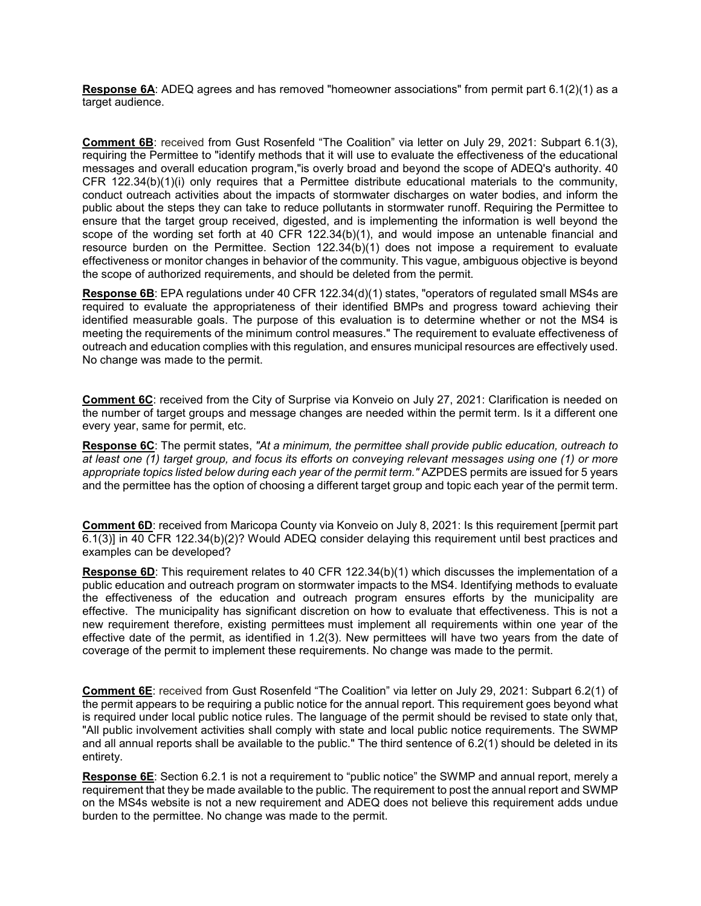**Response 6A**: ADEQ agrees and has removed "homeowner associations" from permit part 6.1(2)(1) as a target audience.

**Comment 6B**: received from Gust Rosenfeld "The Coalition" via letter on July 29, 2021: Subpart 6.1(3), requiring the Permittee to "identify methods that it will use to evaluate the effectiveness of the educational messages and overall education program,"is overly broad and beyond the scope of ADEQ's authority. 40 CFR 122.34(b)(1)(i) only requires that a Permittee distribute educational materials to the community, conduct outreach activities about the impacts of stormwater discharges on water bodies, and inform the public about the steps they can take to reduce pollutants in stormwater runoff. Requiring the Permittee to ensure that the target group received, digested, and is implementing the information is well beyond the scope of the wording set forth at 40 CFR 122.34(b)(1), and would impose an untenable financial and resource burden on the Permittee. Section 122.34(b)(1) does not impose a requirement to evaluate effectiveness or monitor changes in behavior of the community. This vague, ambiguous objective is beyond the scope of authorized requirements, and should be deleted from the permit.

**Response 6B**: EPA regulations under 40 CFR 122.34(d)(1) states, "operators of regulated small MS4s are required to evaluate the appropriateness of their identified BMPs and progress toward achieving their identified measurable goals. The purpose of this evaluation is to determine whether or not the MS4 is meeting the requirements of the minimum control measures." The requirement to evaluate effectiveness of outreach and education complies with this regulation, and ensures municipal resources are effectively used. No change was made to the permit.

**Comment 6C**: received from the City of Surprise via Konveio on July 27, 2021: Clarification is needed on the number of target groups and message changes are needed within the permit term. Is it a different one every year, same for permit, etc.

**Response 6C**: The permit states, *"At a minimum, the permittee shall provide public education, outreach to at least one (1) target group, and focus its efforts on conveying relevant messages using one (1) or more appropriate topics listed below during each year of the permit term."* AZPDES permits are issued for 5 years and the permittee has the option of choosing a different target group and topic each year of the permit term.

**Comment 6D**: received from Maricopa County via Konveio on July 8, 2021: Is this requirement [permit part 6.1(3)] in 40 CFR 122.34(b)(2)? Would ADEQ consider delaying this requirement until best practices and examples can be developed?

**Response 6D**: This requirement relates to 40 CFR 122.34(b)(1) which discusses the implementation of a public education and outreach program on stormwater impacts to the MS4. Identifying methods to evaluate the effectiveness of the education and outreach program ensures efforts by the municipality are effective. The municipality has significant discretion on how to evaluate that effectiveness. This is not a new requirement therefore, existing permittees must implement all requirements within one year of the effective date of the permit, as identified in 1.2(3). New permittees will have two years from the date of coverage of the permit to implement these requirements. No change was made to the permit.

**Comment 6E**: received from Gust Rosenfeld "The Coalition" via letter on July 29, 2021: Subpart 6.2(1) of the permit appears to be requiring a public notice for the annual report. This requirement goes beyond what is required under local public notice rules. The language of the permit should be revised to state only that, "All public involvement activities shall comply with state and local public notice requirements. The SWMP and all annual reports shall be available to the public." The third sentence of 6.2(1) should be deleted in its entirety.

**Response 6E**: Section 6.2.1 is not a requirement to "public notice" the SWMP and annual report, merely a requirement that they be made available to the public. The requirement to post the annual report and SWMP on the MS4s website is not a new requirement and ADEQ does not believe this requirement adds undue burden to the permittee. No change was made to the permit.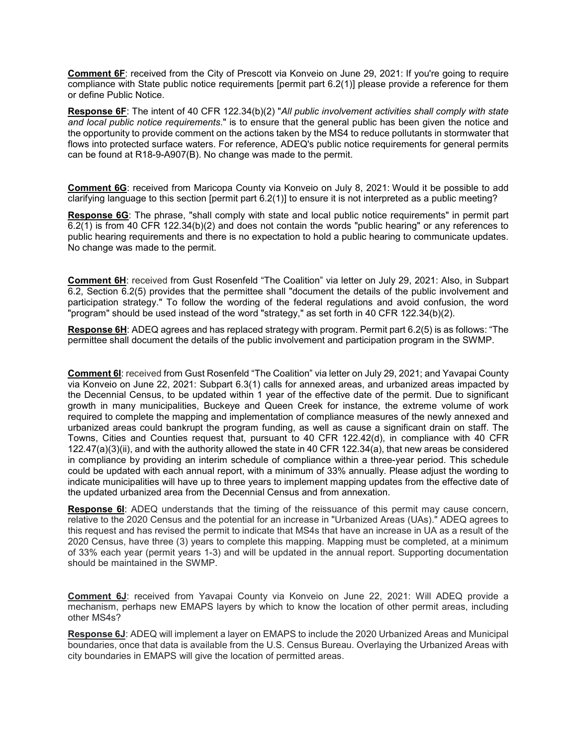**Comment 6F**: received from the City of Prescott via Konveio on June 29, 2021: If you're going to require compliance with State public notice requirements [permit part 6.2(1)] please provide a reference for them or define Public Notice.

**Response 6F**: The intent of 40 CFR 122.34(b)(2) "*All public involvement activities shall comply with state and local public notice requirements*." is to ensure that the general public has been given the notice and the opportunity to provide comment on the actions taken by the MS4 to reduce pollutants in stormwater that flows into protected surface waters. For reference, ADEQ's public notice requirements for general permits can be found at R18-9-A907(B). No change was made to the permit.

**Comment 6G**: received from Maricopa County via Konveio on July 8, 2021: Would it be possible to add clarifying language to this section [permit part 6.2(1)] to ensure it is not interpreted as a public meeting?

**Response 6G**: The phrase, "shall comply with state and local public notice requirements" in permit part 6.2(1) is from 40 CFR 122.34(b)(2) and does not contain the words "public hearing" or any references to public hearing requirements and there is no expectation to hold a public hearing to communicate updates. No change was made to the permit.

**Comment 6H**: received from Gust Rosenfeld "The Coalition" via letter on July 29, 2021: Also, in Subpart 6.2, Section 6.2(5) provides that the permittee shall "document the details of the public involvement and participation strategy." To follow the wording of the federal regulations and avoid confusion, the word "program" should be used instead of the word "strategy," as set forth in 40 CFR 122.34(b)(2).

**Response 6H**: ADEQ agrees and has replaced strategy with program. Permit part 6.2(5) is as follows: "The permittee shall document the details of the public involvement and participation program in the SWMP.

**Comment 6I**: received from Gust Rosenfeld "The Coalition" via letter on July 29, 2021; and Yavapai County via Konveio on June 22, 2021: Subpart 6.3(1) calls for annexed areas, and urbanized areas impacted by the Decennial Census, to be updated within 1 year of the effective date of the permit. Due to significant growth in many municipalities, Buckeye and Queen Creek for instance, the extreme volume of work required to complete the mapping and implementation of compliance measures of the newly annexed and urbanized areas could bankrupt the program funding, as well as cause a significant drain on staff. The Towns, Cities and Counties request that, pursuant to 40 CFR 122.42(d), in compliance with 40 CFR 122.47(a)(3)(ii), and with the authority allowed the state in 40 CFR 122.34(a), that new areas be considered in compliance by providing an interim schedule of compliance within a three-year period. This schedule could be updated with each annual report, with a minimum of 33% annually. Please adjust the wording to indicate municipalities will have up to three years to implement mapping updates from the effective date of the updated urbanized area from the Decennial Census and from annexation.

**Response 6I**: ADEQ understands that the timing of the reissuance of this permit may cause concern, relative to the 2020 Census and the potential for an increase in "Urbanized Areas (UAs)." ADEQ agrees to this request and has revised the permit to indicate that MS4s that have an increase in UA as a result of the 2020 Census, have three (3) years to complete this mapping. Mapping must be completed, at a minimum of 33% each year (permit years 1-3) and will be updated in the annual report. Supporting documentation should be maintained in the SWMP.

**Comment 6J**: received from Yavapai County via Konveio on June 22, 2021: Will ADEQ provide a mechanism, perhaps new EMAPS layers by which to know the location of other permit areas, including other MS4s?

**Response 6J**: ADEQ will implement a layer on EMAPS to include the 2020 Urbanized Areas and Municipal boundaries, once that data is available from the U.S. Census Bureau. Overlaying the Urbanized Areas with city boundaries in EMAPS will give the location of permitted areas.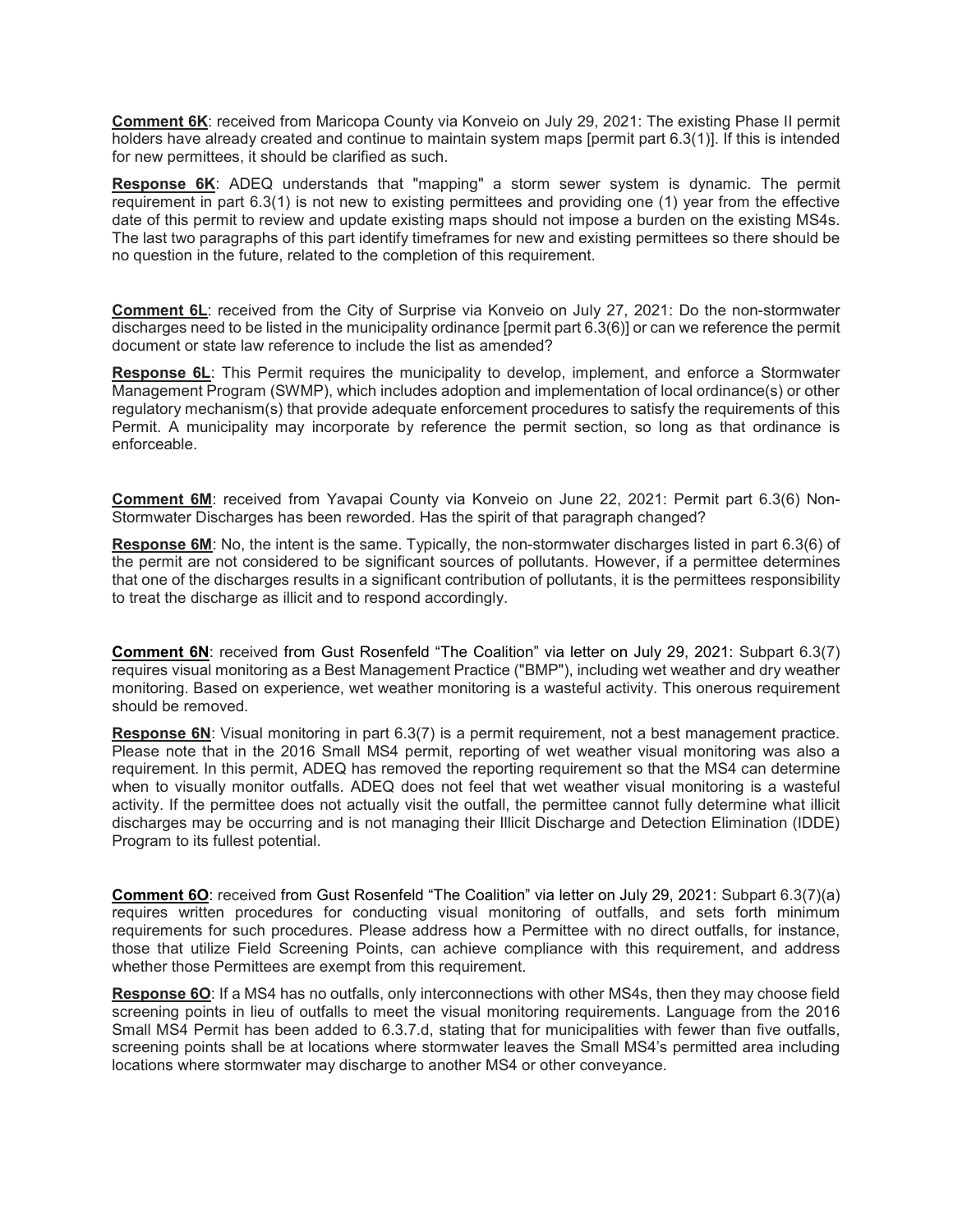**Comment 6K**: received from Maricopa County via Konveio on July 29, 2021: The existing Phase II permit holders have already created and continue to maintain system maps [permit part 6.3(1)]. If this is intended for new permittees, it should be clarified as such.

**Response 6K**: ADEQ understands that "mapping" a storm sewer system is dynamic. The permit requirement in part 6.3(1) is not new to existing permittees and providing one (1) year from the effective date of this permit to review and update existing maps should not impose a burden on the existing MS4s. The last two paragraphs of this part identify timeframes for new and existing permittees so there should be no question in the future, related to the completion of this requirement.

**Comment 6L**: received from the City of Surprise via Konveio on July 27, 2021: Do the non-stormwater discharges need to be listed in the municipality ordinance [permit part 6.3(6)] or can we reference the permit document or state law reference to include the list as amended?

**Response 6L**: This Permit requires the municipality to develop, implement, and enforce a Stormwater Management Program (SWMP), which includes adoption and implementation of local ordinance(s) or other regulatory mechanism(s) that provide adequate enforcement procedures to satisfy the requirements of this Permit. A municipality may incorporate by reference the permit section, so long as that ordinance is enforceable.

**Comment 6M**: received from Yavapai County via Konveio on June 22, 2021: Permit part 6.3(6) Non-Stormwater Discharges has been reworded. Has the spirit of that paragraph changed?

**Response 6M**: No, the intent is the same. Typically, the non-stormwater discharges listed in part 6.3(6) of the permit are not considered to be significant sources of pollutants. However, if a permittee determines that one of the discharges results in a significant contribution of pollutants, it is the permittees responsibility to treat the discharge as illicit and to respond accordingly.

**Comment 6N**: received from Gust Rosenfeld "The Coalition" via letter on July 29, 2021: Subpart 6.3(7) requires visual monitoring as a Best Management Practice ("BMP"), including wet weather and dry weather monitoring. Based on experience, wet weather monitoring is a wasteful activity. This onerous requirement should be removed.

**Response 6N**: Visual monitoring in part 6.3(7) is a permit requirement, not a best management practice. Please note that in the 2016 Small MS4 permit, reporting of wet weather visual monitoring was also a requirement. In this permit, ADEQ has removed the reporting requirement so that the MS4 can determine when to visually monitor outfalls. ADEQ does not feel that wet weather visual monitoring is a wasteful activity. If the permittee does not actually visit the outfall, the permittee cannot fully determine what illicit discharges may be occurring and is not managing their Illicit Discharge and Detection Elimination (IDDE) Program to its fullest potential.

**Comment 6O**: received from Gust Rosenfeld "The Coalition" via letter on July 29, 2021: Subpart 6.3(7)(a) requires written procedures for conducting visual monitoring of outfalls, and sets forth minimum requirements for such procedures. Please address how a Permittee with no direct outfalls, for instance, those that utilize Field Screening Points, can achieve compliance with this requirement, and address whether those Permittees are exempt from this requirement.

**Response 6O**: If a MS4 has no outfalls, only interconnections with other MS4s, then they may choose field screening points in lieu of outfalls to meet the visual monitoring requirements. Language from the 2016 Small MS4 Permit has been added to 6.3.7.d, stating that for municipalities with fewer than five outfalls, screening points shall be at locations where stormwater leaves the Small MS4's permitted area including locations where stormwater may discharge to another MS4 or other conveyance.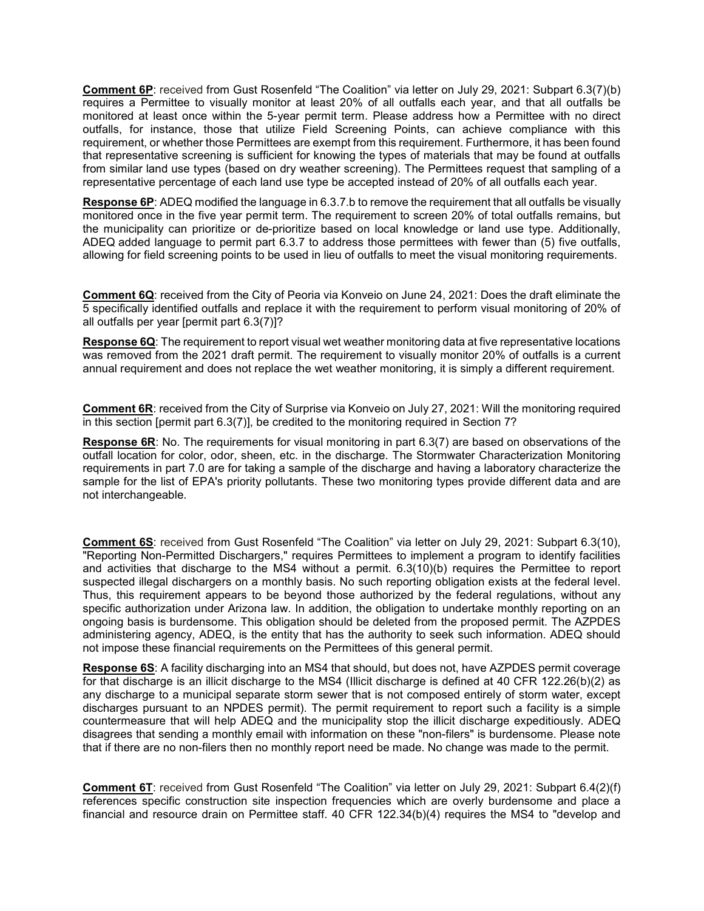**Comment 6P**: received from Gust Rosenfeld "The Coalition" via letter on July 29, 2021: Subpart 6.3(7)(b) requires a Permittee to visually monitor at least 20% of all outfalls each year, and that all outfalls be monitored at least once within the 5-year permit term. Please address how a Permittee with no direct outfalls, for instance, those that utilize Field Screening Points, can achieve compliance with this requirement, or whether those Permittees are exempt from this requirement. Furthermore, it has been found that representative screening is sufficient for knowing the types of materials that may be found at outfalls from similar land use types (based on dry weather screening). The Permittees request that sampling of a representative percentage of each land use type be accepted instead of 20% of all outfalls each year.

**Response 6P**: ADEQ modified the language in 6.3.7.b to remove the requirement that all outfalls be visually monitored once in the five year permit term. The requirement to screen 20% of total outfalls remains, but the municipality can prioritize or de-prioritize based on local knowledge or land use type. Additionally, ADEQ added language to permit part 6.3.7 to address those permittees with fewer than (5) five outfalls, allowing for field screening points to be used in lieu of outfalls to meet the visual monitoring requirements.

**Comment 6Q**: received from the City of Peoria via Konveio on June 24, 2021: Does the draft eliminate the 5 specifically identified outfalls and replace it with the requirement to perform visual monitoring of 20% of all outfalls per year [permit part 6.3(7)]?

**Response 6Q**: The requirement to report visual wet weather monitoring data at five representative locations was removed from the 2021 draft permit. The requirement to visually monitor 20% of outfalls is a current annual requirement and does not replace the wet weather monitoring, it is simply a different requirement.

**Comment 6R**: received from the City of Surprise via Konveio on July 27, 2021: Will the monitoring required in this section [permit part 6.3(7)], be credited to the monitoring required in Section 7?

**Response 6R**: No. The requirements for visual monitoring in part 6.3(7) are based on observations of the outfall location for color, odor, sheen, etc. in the discharge. The Stormwater Characterization Monitoring requirements in part 7.0 are for taking a sample of the discharge and having a laboratory characterize the sample for the list of EPA's priority pollutants. These two monitoring types provide different data and are not interchangeable.

**Comment 6S**: received from Gust Rosenfeld "The Coalition" via letter on July 29, 2021: Subpart 6.3(10), "Reporting Non-Permitted Dischargers," requires Permittees to implement a program to identify facilities and activities that discharge to the MS4 without a permit. 6.3(10)(b) requires the Permittee to report suspected illegal dischargers on a monthly basis. No such reporting obligation exists at the federal level. Thus, this requirement appears to be beyond those authorized by the federal regulations, without any specific authorization under Arizona law. In addition, the obligation to undertake monthly reporting on an ongoing basis is burdensome. This obligation should be deleted from the proposed permit. The AZPDES administering agency, ADEQ, is the entity that has the authority to seek such information. ADEQ should not impose these financial requirements on the Permittees of this general permit.

**Response 6S**: A facility discharging into an MS4 that should, but does not, have AZPDES permit coverage for that discharge is an illicit discharge to the MS4 (Illicit discharge is defined at 40 CFR 122.26(b)(2) as any discharge to a municipal separate storm sewer that is not composed entirely of storm water, except discharges pursuant to an NPDES permit). The permit requirement to report such a facility is a simple countermeasure that will help ADEQ and the municipality stop the illicit discharge expeditiously. ADEQ disagrees that sending a monthly email with information on these "non-filers" is burdensome. Please note that if there are no non-filers then no monthly report need be made. No change was made to the permit.

**Comment 6T**: received from Gust Rosenfeld "The Coalition" via letter on July 29, 2021: Subpart 6.4(2)(f) references specific construction site inspection frequencies which are overly burdensome and place a financial and resource drain on Permittee staff. 40 CFR 122.34(b)(4) requires the MS4 to "develop and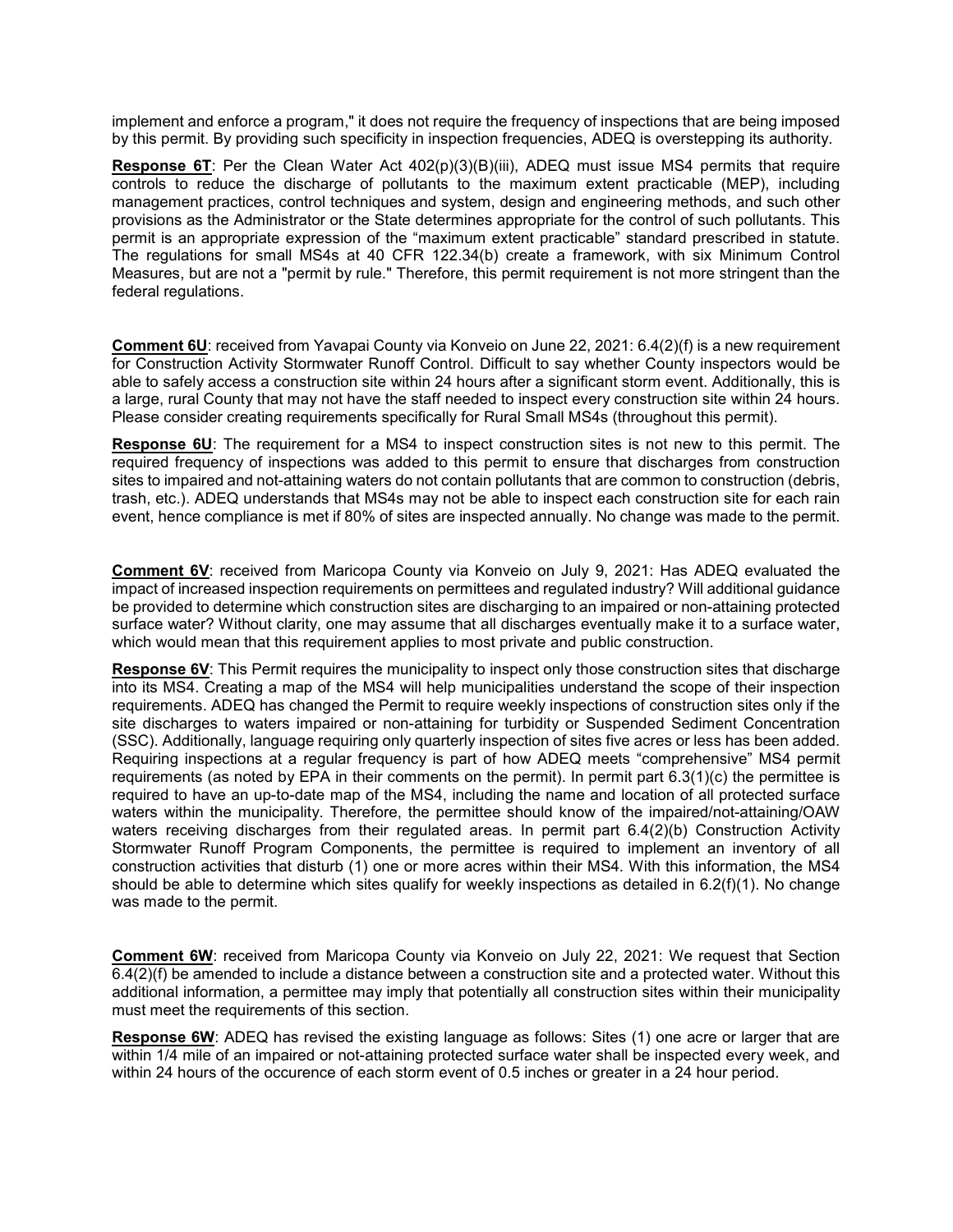implement and enforce a program," it does not require the frequency of inspections that are being imposed by this permit. By providing such specificity in inspection frequencies, ADEQ is overstepping its authority.

**Response 6T**: Per the Clean Water Act 402(p)(3)(B)(iii), ADEQ must issue MS4 permits that require controls to reduce the discharge of pollutants to the maximum extent practicable (MEP), including management practices, control techniques and system, design and engineering methods, and such other provisions as the Administrator or the State determines appropriate for the control of such pollutants. This permit is an appropriate expression of the "maximum extent practicable" standard prescribed in statute. The regulations for small MS4s at 40 CFR 122.34(b) create a framework, with six Minimum Control Measures, but are not a "permit by rule." Therefore, this permit requirement is not more stringent than the federal regulations.

**Comment 6U**: received from Yavapai County via Konveio on June 22, 2021: 6.4(2)(f) is a new requirement for Construction Activity Stormwater Runoff Control. Difficult to say whether County inspectors would be able to safely access a construction site within 24 hours after a significant storm event. Additionally, this is a large, rural County that may not have the staff needed to inspect every construction site within 24 hours. Please consider creating requirements specifically for Rural Small MS4s (throughout this permit).

**Response 6U**: The requirement for a MS4 to inspect construction sites is not new to this permit. The required frequency of inspections was added to this permit to ensure that discharges from construction sites to impaired and not-attaining waters do not contain pollutants that are common to construction (debris, trash, etc.). ADEQ understands that MS4s may not be able to inspect each construction site for each rain event, hence compliance is met if 80% of sites are inspected annually. No change was made to the permit.

**Comment 6V**: received from Maricopa County via Konveio on July 9, 2021: Has ADEQ evaluated the impact of increased inspection requirements on permittees and regulated industry? Will additional guidance be provided to determine which construction sites are discharging to an impaired or non-attaining protected surface water? Without clarity, one may assume that all discharges eventually make it to a surface water, which would mean that this requirement applies to most private and public construction.

**Response 6V**: This Permit requires the municipality to inspect only those construction sites that discharge into its MS4. Creating a map of the MS4 will help municipalities understand the scope of their inspection requirements. ADEQ has changed the Permit to require weekly inspections of construction sites only if the site discharges to waters impaired or non-attaining for turbidity or Suspended Sediment Concentration (SSC). Additionally, language requiring only quarterly inspection of sites five acres or less has been added. Requiring inspections at a regular frequency is part of how ADEQ meets "comprehensive" MS4 permit requirements (as noted by EPA in their comments on the permit). In permit part 6.3(1)(c) the permittee is required to have an up-to-date map of the MS4, including the name and location of all protected surface waters within the municipality. Therefore, the permittee should know of the impaired/not-attaining/OAW waters receiving discharges from their regulated areas. In permit part 6.4(2)(b) Construction Activity Stormwater Runoff Program Components, the permittee is required to implement an inventory of all construction activities that disturb (1) one or more acres within their MS4. With this information, the MS4 should be able to determine which sites qualify for weekly inspections as detailed in 6.2(f)(1). No change was made to the permit.

**Comment 6W**: received from Maricopa County via Konveio on July 22, 2021: We request that Section 6.4(2)(f) be amended to include a distance between a construction site and a protected water. Without this additional information, a permittee may imply that potentially all construction sites within their municipality must meet the requirements of this section.

**Response 6W**: ADEQ has revised the existing language as follows: Sites (1) one acre or larger that are within 1/4 mile of an impaired or not-attaining protected surface water shall be inspected every week, and within 24 hours of the occurence of each storm event of 0.5 inches or greater in a 24 hour period.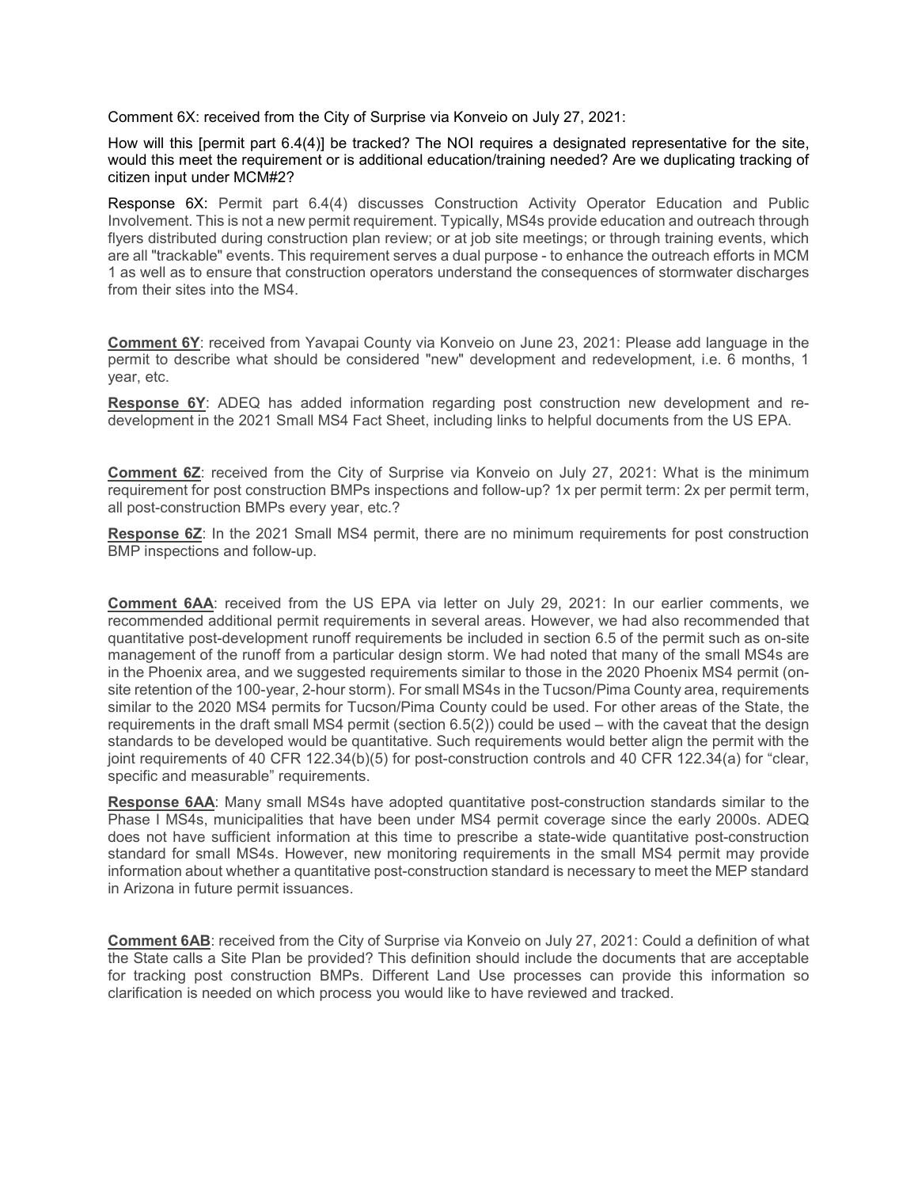Comment 6X: received from the City of Surprise via Konveio on July 27, 2021:

How will this [permit part 6.4(4)] be tracked? The NOI requires a designated representative for the site, would this meet the requirement or is additional education/training needed? Are we duplicating tracking of citizen input under MCM#2?

Response 6X: Permit part 6.4(4) discusses Construction Activity Operator Education and Public Involvement. This is not a new permit requirement. Typically, MS4s provide education and outreach through flyers distributed during construction plan review; or at job site meetings; or through training events, which are all "trackable" events. This requirement serves a dual purpose - to enhance the outreach efforts in MCM 1 as well as to ensure that construction operators understand the consequences of stormwater discharges from their sites into the MS4.

**Comment 6Y**: received from Yavapai County via Konveio on June 23, 2021: Please add language in the permit to describe what should be considered "new" development and redevelopment, i.e. 6 months, 1 year, etc.

**Response 6Y**: ADEQ has added information regarding post construction new development and re-development in the 2021 Small MS4 Fact Sheet, including links to helpful documents from the US EPA.

**Comment 6Z**: received from the City of Surprise via Konveio on July 27, 2021: What is the minimum requirement for post construction BMPs inspections and follow-up? 1x per permit term: 2x per permit term, all post-construction BMPs every year, etc.?

**Response 6Z**: In the 2021 Small MS4 permit, there are no minimum requirements for post construction BMP inspections and follow-up.

**Comment 6AA**: received from the US EPA via letter on July 29, 2021: In our earlier comments, we recommended additional permit requirements in several areas. However, we had also recommended that quantitative post-development runoff requirements be included in section 6.5 of the permit such as on-site management of the runoff from a particular design storm. We had noted that many of the small MS4s are in the Phoenix area, and we suggested requirements similar to those in the 2020 Phoenix MS4 permit (on-site retention of the 100-year, 2-hour storm). For small MS4s in the Tucson/Pima County area, requirements similar to the 2020 MS4 permits for Tucson/Pima County could be used. For other areas of the State, the requirements in the draft small MS4 permit (section 6.5(2)) could be used – with the caveat that the design standards to be developed would be quantitative. Such requirements would better align the permit with the joint requirements of 40 CFR 122.34(b)(5) for post-construction controls and 40 CFR 122.34(a) for "clear, specific and measurable" requirements.

**Response 6AA**: Many small MS4s have adopted quantitative post-construction standards similar to the Phase I MS4s, municipalities that have been under MS4 permit coverage since the early 2000s. ADEQ does not have sufficient information at this time to prescribe a state-wide quantitative post-construction standard for small MS4s. However, new monitoring requirements in the small MS4 permit may provide information about whether a quantitative post-construction standard is necessary to meet the MEP standard in Arizona in future permit issuances.

**Comment 6AB**: received from the City of Surprise via Konveio on July 27, 2021: Could a definition of what the State calls a Site Plan be provided? This definition should include the documents that are acceptable for tracking post construction BMPs. Different Land Use processes can provide this information so clarification is needed on which process you would like to have reviewed and tracked.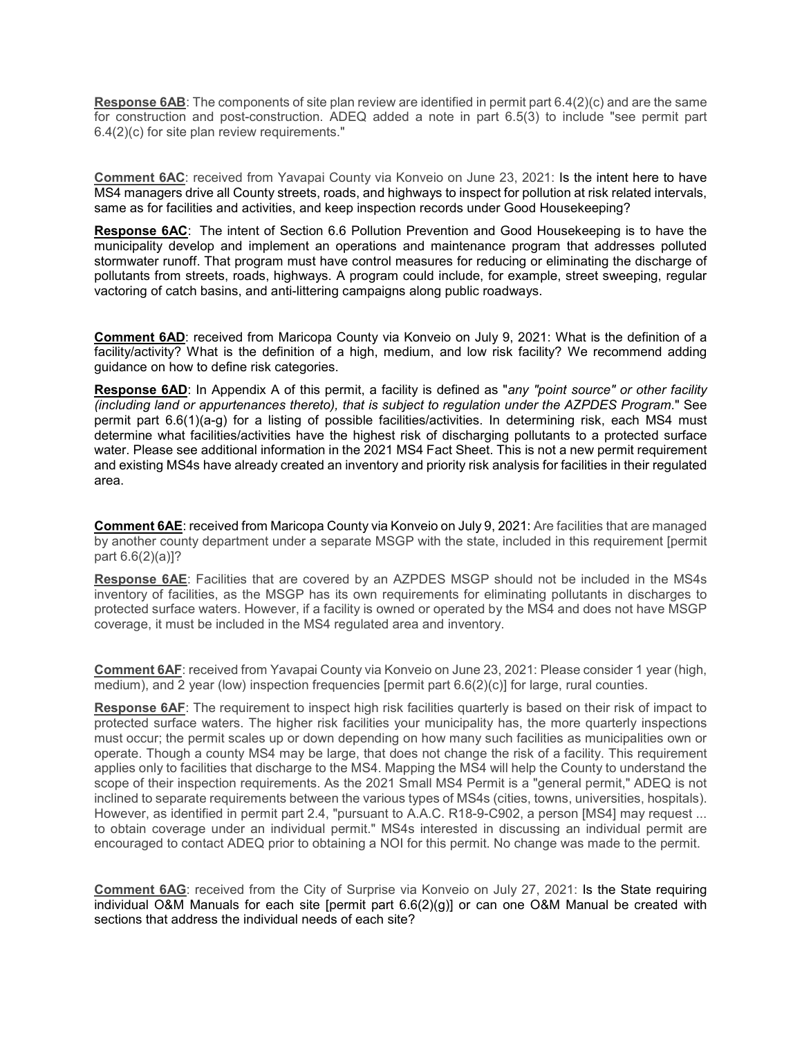**Response 6AB**: The components of site plan review are identified in permit part 6.4(2)(c) and are the same for construction and post-construction. ADEQ added a note in part 6.5(3) to include "see permit part 6.4(2)(c) for site plan review requirements."

**Comment 6AC**: received from Yavapai County via Konveio on June 23, 2021: Is the intent here to have MS4 managers drive all County streets, roads, and highways to inspect for pollution at risk related intervals, same as for facilities and activities, and keep inspection records under Good Housekeeping?

**Response 6AC**: The intent of Section 6.6 Pollution Prevention and Good Housekeeping is to have the municipality develop and implement an operations and maintenance program that addresses polluted stormwater runoff. That program must have control measures for reducing or eliminating the discharge of pollutants from streets, roads, highways. A program could include, for example, street sweeping, regular vactoring of catch basins, and anti-littering campaigns along public roadways.

**Comment 6AD**: received from Maricopa County via Konveio on July 9, 2021: What is the definition of a facility/activity? What is the definition of a high, medium, and low risk facility? We recommend adding guidance on how to define risk categories.

**Response 6AD**: In Appendix A of this permit, a facility is defined as "*any "point source" or other facility (including land or appurtenances thereto), that is subject to regulation under the AZPDES Program*." See permit part 6.6(1)(a-g) for a listing of possible facilities/activities. In determining risk, each MS4 must determine what facilities/activities have the highest risk of discharging pollutants to a protected surface water. Please see additional information in the 2021 MS4 Fact Sheet. This is not a new permit requirement and existing MS4s have already created an inventory and priority risk analysis for facilities in their regulated area.

**Comment 6AE**: received from Maricopa County via Konveio on July 9, 2021: Are facilities that are managed by another county department under a separate MSGP with the state, included in this requirement [permit part 6.6(2)(a)]?

**Response 6AE**: Facilities that are covered by an AZPDES MSGP should not be included in the MS4s inventory of facilities, as the MSGP has its own requirements for eliminating pollutants in discharges to protected surface waters. However, if a facility is owned or operated by the MS4 and does not have MSGP coverage, it must be included in the MS4 regulated area and inventory.

**Comment 6AF**: received from Yavapai County via Konveio on June 23, 2021: Please consider 1 year (high, medium), and 2 year (low) inspection frequencies [permit part 6.6(2)(c)] for large, rural counties.

**Response 6AF**: The requirement to inspect high risk facilities quarterly is based on their risk of impact to protected surface waters. The higher risk facilities your municipality has, the more quarterly inspections must occur; the permit scales up or down depending on how many such facilities as municipalities own or operate. Though a county MS4 may be large, that does not change the risk of a facility. This requirement applies only to facilities that discharge to the MS4. Mapping the MS4 will help the County to understand the scope of their inspection requirements. As the 2021 Small MS4 Permit is a "general permit," ADEQ is not inclined to separate requirements between the various types of MS4s (cities, towns, universities, hospitals). However, as identified in permit part 2.4, "pursuant to A.A.C. R18-9-C902, a person [MS4] may request ... to obtain coverage under an individual permit." MS4s interested in discussing an individual permit are encouraged to contact ADEQ prior to obtaining a NOI for this permit. No change was made to the permit.

**Comment 6AG**: received from the City of Surprise via Konveio on July 27, 2021: Is the State requiring individual O&M Manuals for each site [permit part 6.6(2)(g)] or can one O&M Manual be created with sections that address the individual needs of each site?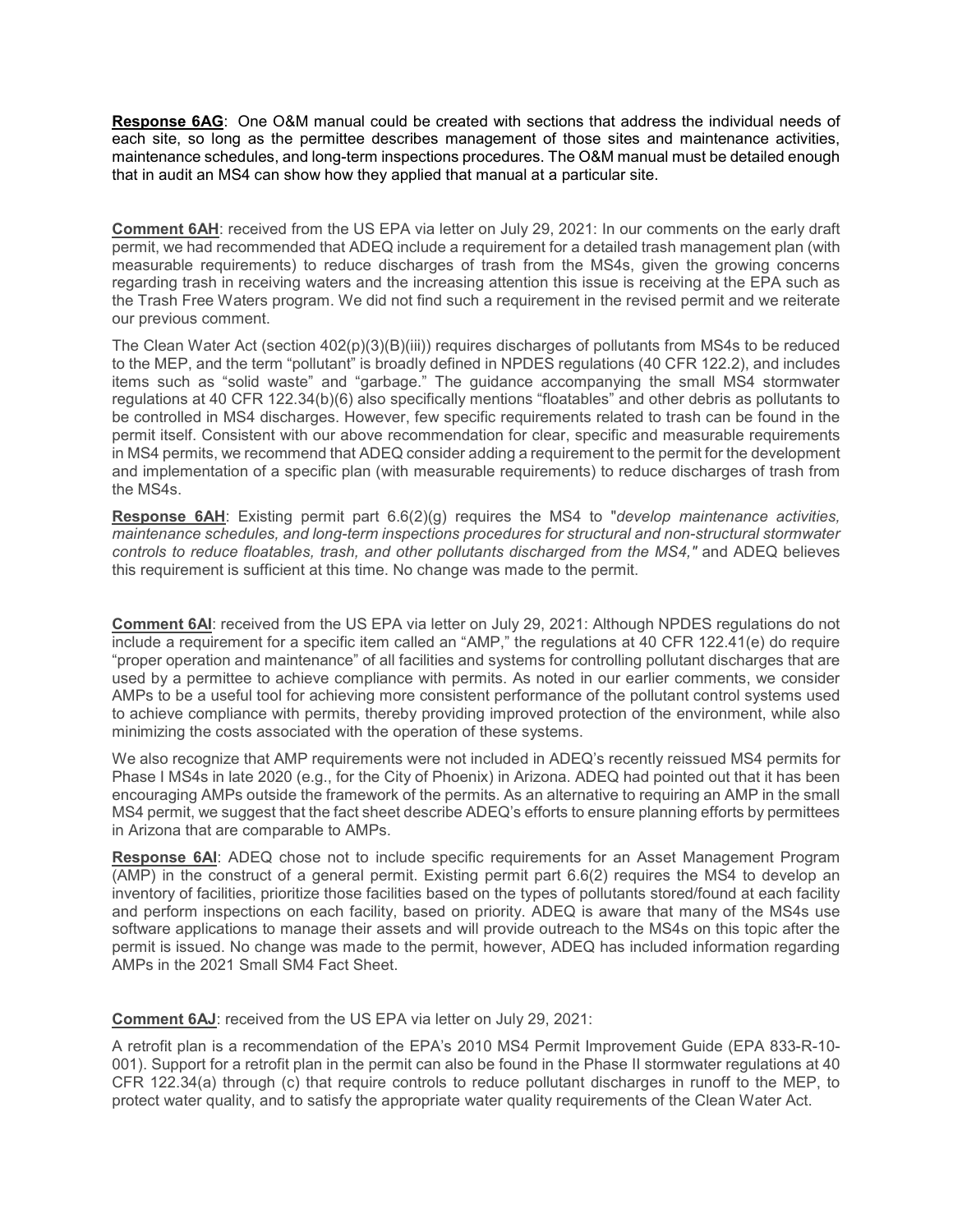**Response 6AG**: One O&M manual could be created with sections that address the individual needs of each site, so long as the permittee describes management of those sites and maintenance activities, maintenance schedules, and long-term inspections procedures. The O&M manual must be detailed enough that in audit an MS4 can show how they applied that manual at a particular site.

**Comment 6AH**: received from the US EPA via letter on July 29, 2021: In our comments on the early draft permit, we had recommended that ADEQ include a requirement for a detailed trash management plan (with measurable requirements) to reduce discharges of trash from the MS4s, given the growing concerns regarding trash in receiving waters and the increasing attention this issue is receiving at the EPA such as the Trash Free Waters program. We did not find such a requirement in the revised permit and we reiterate our previous comment.

The Clean Water Act (section 402(p)(3)(B)(iii)) requires discharges of pollutants from MS4s to be reduced to the MEP, and the term "pollutant" is broadly defined in NPDES regulations (40 CFR 122.2), and includes items such as "solid waste" and "garbage." The guidance accompanying the small MS4 stormwater regulations at 40 CFR 122.34(b)(6) also specifically mentions "floatables" and other debris as pollutants to be controlled in MS4 discharges. However, few specific requirements related to trash can be found in the permit itself. Consistent with our above recommendation for clear, specific and measurable requirements in MS4 permits, we recommend that ADEQ consider adding a requirement to the permit for the development and implementation of a specific plan (with measurable requirements) to reduce discharges of trash from the MS4s.

**Response 6AH**: Existing permit part 6.6(2)(g) requires the MS4 to "*develop maintenance activities, maintenance schedules, and long-term inspections procedures for structural and non-structural stormwater controls to reduce floatables, trash, and other pollutants discharged from the MS4,"* and ADEQ believes this requirement is sufficient at this time. No change was made to the permit.

**Comment 6AI**: received from the US EPA via letter on July 29, 2021: Although NPDES regulations do not include a requirement for a specific item called an "AMP," the regulations at 40 CFR 122.41(e) do require "proper operation and maintenance" of all facilities and systems for controlling pollutant discharges that are used by a permittee to achieve compliance with permits. As noted in our earlier comments, we consider AMPs to be a useful tool for achieving more consistent performance of the pollutant control systems used to achieve compliance with permits, thereby providing improved protection of the environment, while also minimizing the costs associated with the operation of these systems.

We also recognize that AMP requirements were not included in ADEQ's recently reissued MS4 permits for Phase I MS4s in late 2020 (e.g., for the City of Phoenix) in Arizona. ADEQ had pointed out that it has been encouraging AMPs outside the framework of the permits. As an alternative to requiring an AMP in the small MS4 permit, we suggest that the fact sheet describe ADEQ's efforts to ensure planning efforts by permittees in Arizona that are comparable to AMPs.

**Response 6AI**: ADEQ chose not to include specific requirements for an Asset Management Program (AMP) in the construct of a general permit. Existing permit part 6.6(2) requires the MS4 to develop an inventory of facilities, prioritize those facilities based on the types of pollutants stored/found at each facility and perform inspections on each facility, based on priority. ADEQ is aware that many of the MS4s use software applications to manage their assets and will provide outreach to the MS4s on this topic after the permit is issued. No change was made to the permit, however, ADEQ has included information regarding AMPs in the 2021 Small SM4 Fact Sheet.

**Comment 6AJ**: received from the US EPA via letter on July 29, 2021:

A retrofit plan is a recommendation of the EPA's 2010 MS4 Permit Improvement Guide (EPA 833-R-10-001). Support for a retrofit plan in the permit can also be found in the Phase II stormwater regulations at 40 CFR 122.34(a) through (c) that require controls to reduce pollutant discharges in runoff to the MEP, to protect water quality, and to satisfy the appropriate water quality requirements of the Clean Water Act.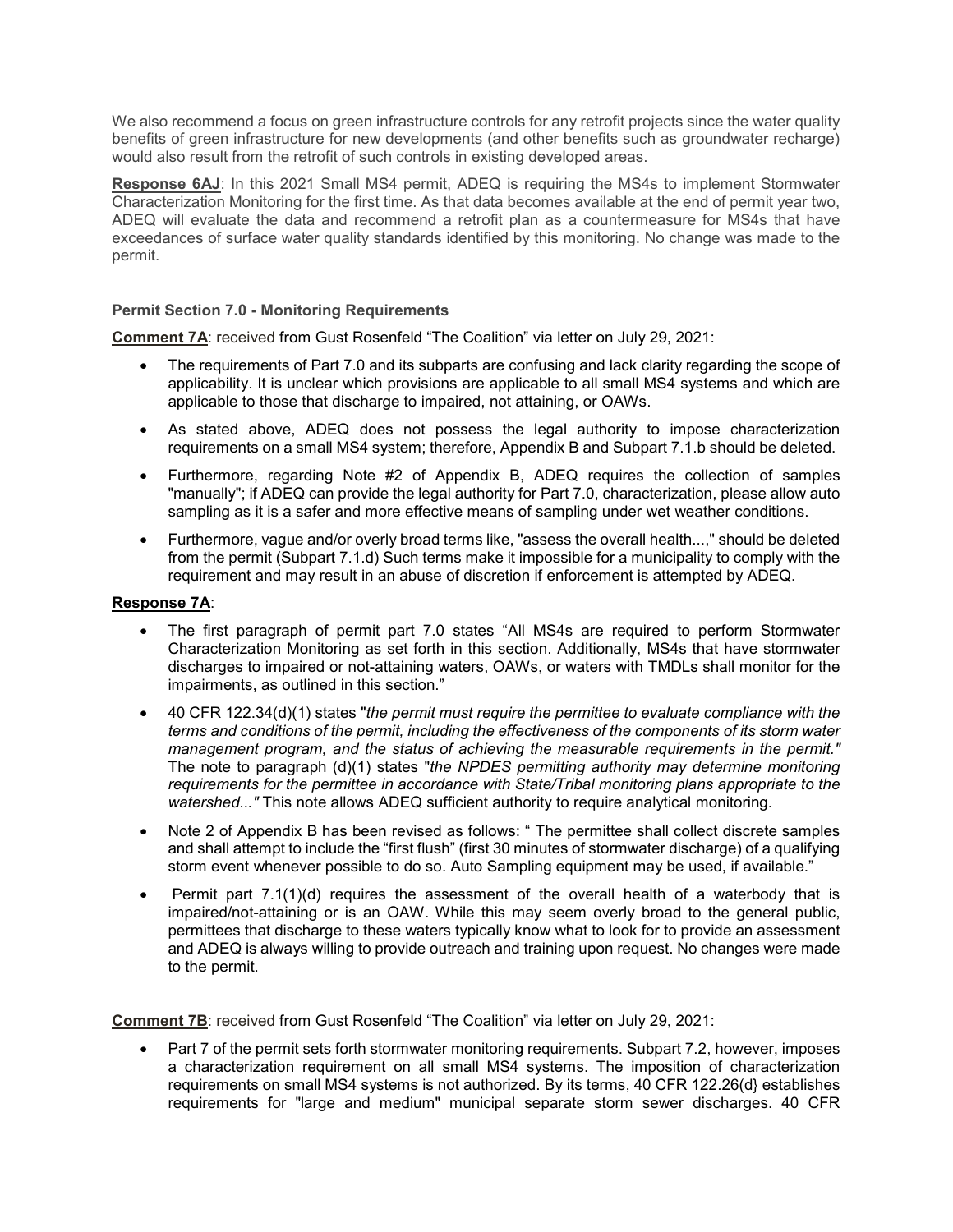We also recommend a focus on green infrastructure controls for any retrofit projects since the water quality benefits of green infrastructure for new developments (and other benefits such as groundwater recharge) would also result from the retrofit of such controls in existing developed areas.

**Response 6AJ**: In this 2021 Small MS4 permit, ADEQ is requiring the MS4s to implement Stormwater Characterization Monitoring for the first time. As that data becomes available at the end of permit year two, ADEQ will evaluate the data and recommend a retrofit plan as a countermeasure for MS4s that have exceedances of surface water quality standards identified by this monitoring. No change was made to the permit.

**Permit Section 7.0 - Monitoring Requirements**

**Comment 7A**: received from Gust Rosenfeld "The Coalition" via letter on July 29, 2021:

- The requirements of Part 7.0 and its subparts are confusing and lack clarity regarding the scope of applicability. It is unclear which provisions are applicable to all small MS4 systems and which are applicable to those that discharge to impaired, not attaining, or OAWs.
- As stated above, ADEQ does not possess the legal authority to impose characterization requirements on a small MS4 system; therefore, Appendix B and Subpart 7.1.b should be deleted.
- Furthermore, regarding Note #2 of Appendix B, ADEQ requires the collection of samples "manually"; if ADEQ can provide the legal authority for Part 7.0, characterization, please allow auto sampling as it is a safer and more effective means of sampling under wet weather conditions.
- Furthermore, vague and/or overly broad terms like, "assess the overall health...," should be deleted from the permit (Subpart 7.1.d) Such terms make it impossible for a municipality to comply with the requirement and may result in an abuse of discretion if enforcement is attempted by ADEQ.

**Response 7A**:

- The first paragraph of permit part 7.0 states "All MS4s are required to perform Stormwater Characterization Monitoring as set forth in this section. Additionally, MS4s that have stormwater discharges to impaired or not-attaining waters, OAWs, or waters with TMDLs shall monitor for the impairments, as outlined in this section."
- 40 CFR 122.34(d)(1) states "*the permit must require the permittee to evaluate compliance with the terms and conditions of the permit, including the effectiveness of the components of its storm water management program, and the status of achieving the measurable requirements in the permit."* The note to paragraph (d)(1) states "*the NPDES permitting authority may determine monitoring requirements for the permittee in accordance with State/Tribal monitoring plans appropriate to the watershed..."* This note allows ADEQ sufficient authority to require analytical monitoring.
- Note 2 of Appendix B has been revised as follows: " The permittee shall collect discrete samples and shall attempt to include the "first flush" (first 30 minutes of stormwater discharge) of a qualifying storm event whenever possible to do so. Auto Sampling equipment may be used, if available."
- Permit part 7.1(1)(d) requires the assessment of the overall health of a waterbody that is impaired/not-attaining or is an OAW. While this may seem overly broad to the general public, permittees that discharge to these waters typically know what to look for to provide an assessment and ADEQ is always willing to provide outreach and training upon request. No changes were made to the permit.

**Comment 7B**: received from Gust Rosenfeld "The Coalition" via letter on July 29, 2021:

- Part 7 of the permit sets forth stormwater monitoring requirements. Subpart 7.2, however, imposes a characterization requirement on all small MS4 systems. The imposition of characterization requirements on small MS4 systems is not authorized. By its terms, 40 CFR 122.26(d} establishes requirements for "large and medium" municipal separate storm sewer discharges. 40 CFR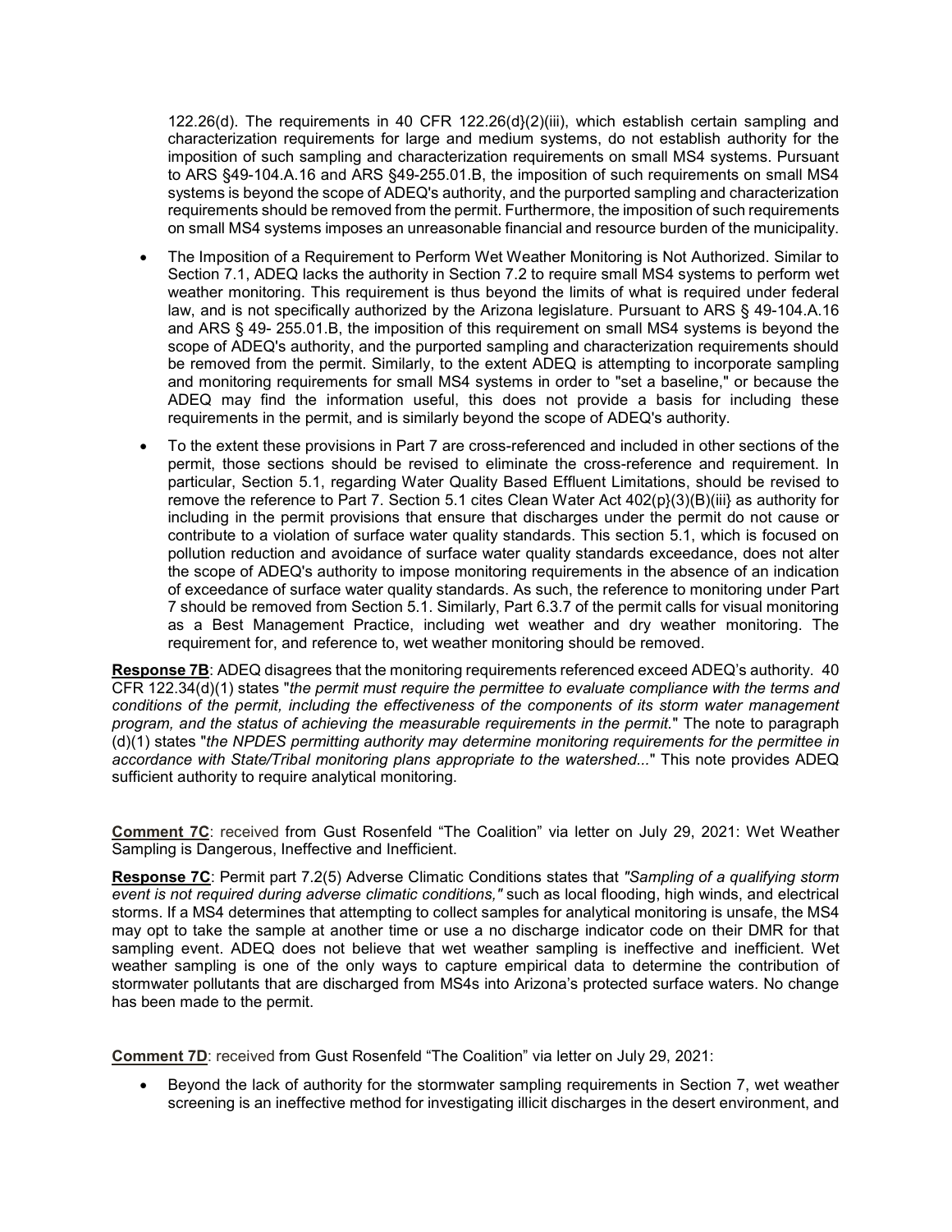122.26(d). The requirements in 40 CFR 122.26(d}(2)(iii), which establish certain sampling and characterization requirements for large and medium systems, do not establish authority for the imposition of such sampling and characterization requirements on small MS4 systems. Pursuant to ARS §49-104.A.16 and ARS §49-255.01.B, the imposition of such requirements on small MS4 systems is beyond the scope of ADEQ's authority, and the purported sampling and characterization requirements should be removed from the permit. Furthermore, the imposition of such requirements on small MS4 systems imposes an unreasonable financial and resource burden of the municipality.

- The Imposition of a Requirement to Perform Wet Weather Monitoring is Not Authorized. Similar to Section 7.1, ADEQ lacks the authority in Section 7.2 to require small MS4 systems to perform wet weather monitoring. This requirement is thus beyond the limits of what is required under federal law, and is not specifically authorized by the Arizona legislature. Pursuant to ARS § 49-104.A.16 and ARS § 49- 255.01.B, the imposition of this requirement on small MS4 systems is beyond the scope of ADEQ's authority, and the purported sampling and characterization requirements should be removed from the permit. Similarly, to the extent ADEQ is attempting to incorporate sampling and monitoring requirements for small MS4 systems in order to "set a baseline," or because the ADEQ may find the information useful, this does not provide a basis for including these requirements in the permit, and is similarly beyond the scope of ADEQ's authority.
- To the extent these provisions in Part 7 are cross-referenced and included in other sections of the permit, those sections should be revised to eliminate the cross-reference and requirement. In particular, Section 5.1, regarding Water Quality Based Effluent Limitations, should be revised to remove the reference to Part 7. Section 5.1 cites Clean Water Act 402(p}(3)(B)(iii} as authority for including in the permit provisions that ensure that discharges under the permit do not cause or contribute to a violation of surface water quality standards. This section 5.1, which is focused on pollution reduction and avoidance of surface water quality standards exceedance, does not alter the scope of ADEQ's authority to impose monitoring requirements in the absence of an indication of exceedance of surface water quality standards. As such, the reference to monitoring under Part 7 should be removed from Section 5.1. Similarly, Part 6.3.7 of the permit calls for visual monitoring as a Best Management Practice, including wet weather and dry weather monitoring. The requirement for, and reference to, wet weather monitoring should be removed.

**Response 7B**: ADEQ disagrees that the monitoring requirements referenced exceed ADEQ's authority. 40 CFR 122.34(d)(1) states "*the permit must require the permittee to evaluate compliance with the terms and conditions of the permit, including the effectiveness of the components of its storm water management program, and the status of achieving the measurable requirements in the permit.*" The note to paragraph (d)(1) states "*the NPDES permitting authority may determine monitoring requirements for the permittee in accordance with State/Tribal monitoring plans appropriate to the watershed...*" This note provides ADEQ sufficient authority to require analytical monitoring.

**Comment 7C**: received from Gust Rosenfeld "The Coalition" via letter on July 29, 2021: Wet Weather Sampling is Dangerous, Ineffective and Inefficient.

**Response 7C**: Permit part 7.2(5) Adverse Climatic Conditions states that *"Sampling of a qualifying storm event is not required during adverse climatic conditions,"* such as local flooding, high winds, and electrical storms. If a MS4 determines that attempting to collect samples for analytical monitoring is unsafe, the MS4 may opt to take the sample at another time or use a no discharge indicator code on their DMR for that sampling event. ADEQ does not believe that wet weather sampling is ineffective and inefficient. Wet weather sampling is one of the only ways to capture empirical data to determine the contribution of stormwater pollutants that are discharged from MS4s into Arizona's protected surface waters. No change has been made to the permit.

**Comment 7D**: received from Gust Rosenfeld "The Coalition" via letter on July 29, 2021:

- Beyond the lack of authority for the stormwater sampling requirements in Section 7, wet weather screening is an ineffective method for investigating illicit discharges in the desert environment, and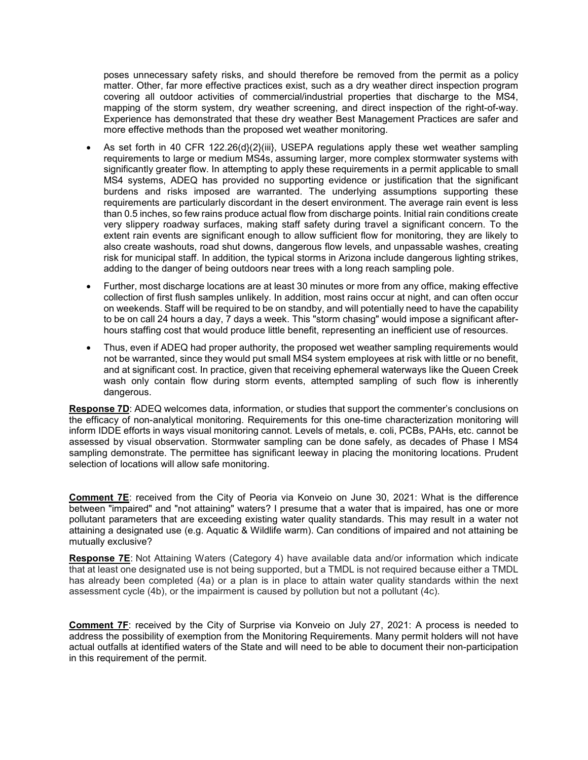poses unnecessary safety risks, and should therefore be removed from the permit as a policy matter. Other, far more effective practices exist, such as a dry weather direct inspection program covering all outdoor activities of commercial/industrial properties that discharge to the MS4, mapping of the storm system, dry weather screening, and direct inspection of the right-of-way. Experience has demonstrated that these dry weather Best Management Practices are safer and more effective methods than the proposed wet weather monitoring.

- As set forth in 40 CFR 122.26(d}(2}(iii}, USEPA regulations apply these wet weather sampling requirements to large or medium MS4s, assuming larger, more complex stormwater systems with significantly greater flow. In attempting to apply these requirements in a permit applicable to small MS4 systems, ADEQ has provided no supporting evidence or justification that the significant burdens and risks imposed are warranted. The underlying assumptions supporting these requirements are particularly discordant in the desert environment. The average rain event is less than 0.5 inches, so few rains produce actual flow from discharge points. Initial rain conditions create very slippery roadway surfaces, making staff safety during travel a significant concern. To the extent rain events are significant enough to allow sufficient flow for monitoring, they are likely to also create washouts, road shut downs, dangerous flow levels, and unpassable washes, creating risk for municipal staff. In addition, the typical storms in Arizona include dangerous lighting strikes, adding to the danger of being outdoors near trees with a long reach sampling pole.
- Further, most discharge locations are at least 30 minutes or more from any office, making effective collection of first flush samples unlikely. In addition, most rains occur at night, and can often occur on weekends. Staff will be required to be on standby, and will potentially need to have the capability to be on call 24 hours a day, 7 days a week. This "storm chasing" would impose a significant after-hours staffing cost that would produce little benefit, representing an inefficient use of resources.
- Thus, even if ADEQ had proper authority, the proposed wet weather sampling requirements would not be warranted, since they would put small MS4 system employees at risk with little or no benefit, and at significant cost. In practice, given that receiving ephemeral waterways like the Queen Creek wash only contain flow during storm events, attempted sampling of such flow is inherently dangerous.

**Response 7D**: ADEQ welcomes data, information, or studies that support the commenter's conclusions on the efficacy of non-analytical monitoring. Requirements for this one-time characterization monitoring will inform IDDE efforts in ways visual monitoring cannot. Levels of metals, e. coli, PCBs, PAHs, etc. cannot be assessed by visual observation. Stormwater sampling can be done safely, as decades of Phase I MS4 sampling demonstrate. The permittee has significant leeway in placing the monitoring locations. Prudent selection of locations will allow safe monitoring.

**Comment 7E**: received from the City of Peoria via Konveio on June 30, 2021: What is the difference between "impaired" and "not attaining" waters? I presume that a water that is impaired, has one or more pollutant parameters that are exceeding existing water quality standards. This may result in a water not attaining a designated use (e.g. Aquatic & Wildlife warm). Can conditions of impaired and not attaining be mutually exclusive?

**Response 7E**: Not Attaining Waters (Category 4) have available data and/or information which indicate that at least one designated use is not being supported, but a TMDL is not required because either a TMDL has already been completed (4a) or a plan is in place to attain water quality standards within the next assessment cycle (4b), or the impairment is caused by pollution but not a pollutant (4c).

**Comment 7F**: received by the City of Surprise via Konveio on July 27, 2021: A process is needed to address the possibility of exemption from the Monitoring Requirements. Many permit holders will not have actual outfalls at identified waters of the State and will need to be able to document their non-participation in this requirement of the permit.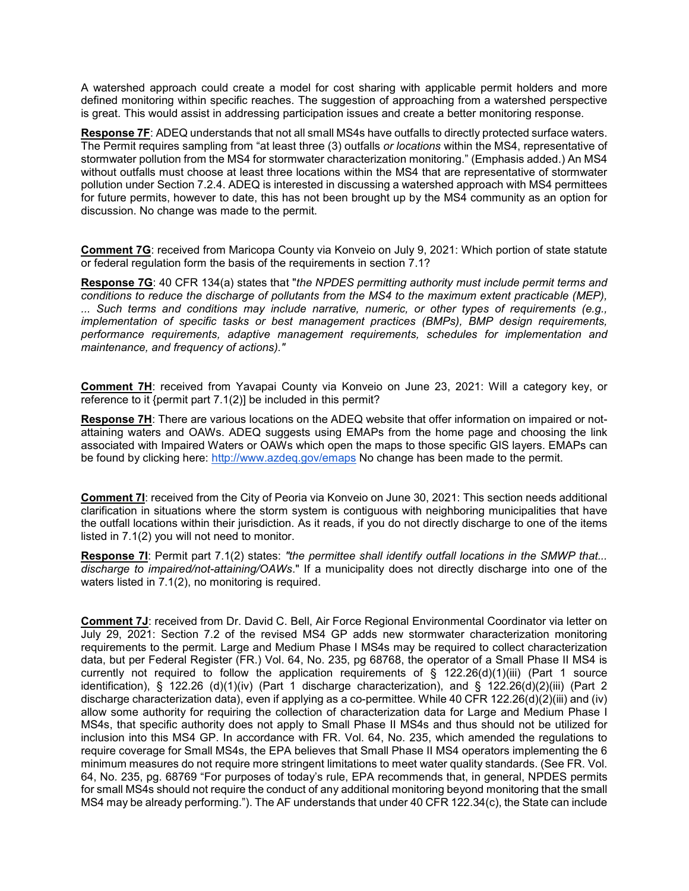A watershed approach could create a model for cost sharing with applicable permit holders and more defined monitoring within specific reaches. The suggestion of approaching from a watershed perspective is great. This would assist in addressing participation issues and create a better monitoring response.

**Response 7F**: ADEQ understands that not all small MS4s have outfalls to directly protected surface waters. The Permit requires sampling from "at least three (3) outfalls *or locations* within the MS4, representative of stormwater pollution from the MS4 for stormwater characterization monitoring." (Emphasis added.) An MS4 without outfalls must choose at least three locations within the MS4 that are representative of stormwater pollution under Section 7.2.4. ADEQ is interested in discussing a watershed approach with MS4 permittees for future permits, however to date, this has not been brought up by the MS4 community as an option for discussion. No change was made to the permit.

**Comment 7G**: received from Maricopa County via Konveio on July 9, 2021: Which portion of state statute or federal regulation form the basis of the requirements in section 7.1?

**Response 7G**: 40 CFR 134(a) states that "*the NPDES permitting authority must include permit terms and conditions to reduce the discharge of pollutants from the MS4 to the maximum extent practicable (MEP), ... Such terms and conditions may include narrative, numeric, or other types of requirements (e.g., implementation of specific tasks or best management practices (BMPs), BMP design requirements, performance requirements, adaptive management requirements, schedules for implementation and maintenance, and frequency of actions)."*

**Comment 7H**: received from Yavapai County via Konveio on June 23, 2021: Will a category key, or reference to it {permit part 7.1(2)] be included in this permit?

**Response 7H**: There are various locations on the ADEQ website that offer information on impaired or not-attaining waters and OAWs. ADEQ suggests using EMAPs from the home page and choosing the link associated with Impaired Waters or OAWs which open the maps to those specific GIS layers. EMAPs can be found by clicking here: http://www.azdeq.gov/emaps No change has been made to the permit.

**Comment 7I**: received from the City of Peoria via Konveio on June 30, 2021: This section needs additional clarification in situations where the storm system is contiguous with neighboring municipalities that have the outfall locations within their jurisdiction. As it reads, if you do not directly discharge to one of the items listed in 7.1(2) you will not need to monitor.

**Response 7I**: Permit part 7.1(2) states: *"the permittee shall identify outfall locations in the SMWP that... discharge to impaired/not-attaining/OAWs*." If a municipality does not directly discharge into one of the waters listed in 7.1(2), no monitoring is required.

**Comment 7J**: received from Dr. David C. Bell, Air Force Regional Environmental Coordinator via letter on July 29, 2021: Section 7.2 of the revised MS4 GP adds new stormwater characterization monitoring requirements to the permit. Large and Medium Phase I MS4s may be required to collect characterization data, but per Federal Register (FR.) Vol. 64, No. 235, pg 68768, the operator of a Small Phase II MS4 is currently not required to follow the application requirements of § 122.26(d)(1)(iii) (Part 1 source identification), § 122.26 (d)(1)(iv) (Part 1 discharge characterization), and § 122.26(d)(2)(iii) (Part 2 discharge characterization data), even if applying as a co-permittee. While 40 CFR 122.26(d)(2)(iii) and (iv) allow some authority for requiring the collection of characterization data for Large and Medium Phase I MS4s, that specific authority does not apply to Small Phase II MS4s and thus should not be utilized for inclusion into this MS4 GP. In accordance with FR. Vol. 64, No. 235, which amended the regulations to require coverage for Small MS4s, the EPA believes that Small Phase II MS4 operators implementing the 6 minimum measures do not require more stringent limitations to meet water quality standards. (See FR. Vol. 64, No. 235, pg. 68769 "For purposes of today's rule, EPA recommends that, in general, NPDES permits for small MS4s should not require the conduct of any additional monitoring beyond monitoring that the small MS4 may be already performing."). The AF understands that under 40 CFR 122.34(c), the State can include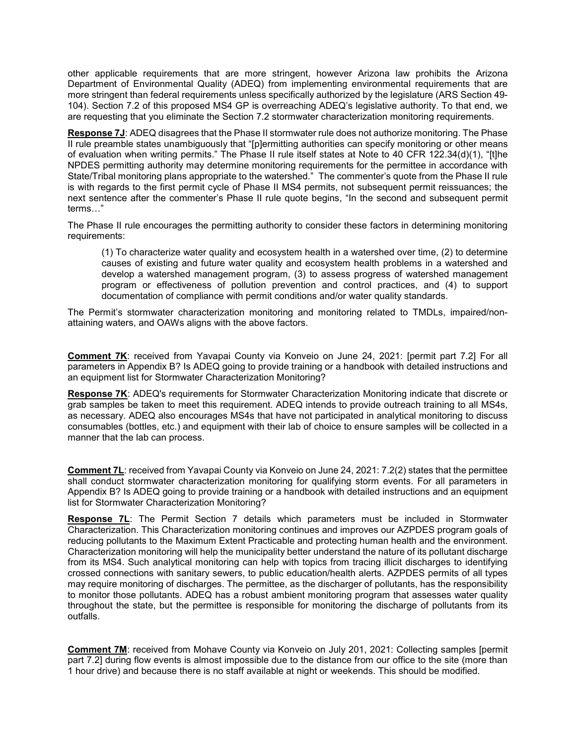other applicable requirements that are more stringent, however Arizona law prohibits the Arizona Department of Environmental Quality (ADEQ) from implementing environmental requirements that are more stringent than federal requirements unless specifically authorized by the legislature (ARS Section 49-104). Section 7.2 of this proposed MS4 GP is overreaching ADEQ's legislative authority. To that end, we are requesting that you eliminate the Section 7.2 stormwater characterization monitoring requirements.

**Response 7J**: ADEQ disagrees that the Phase II stormwater rule does not authorize monitoring. The Phase II rule preamble states unambiguously that "[p]ermitting authorities can specify monitoring or other means of evaluation when writing permits." The Phase II rule itself states at Note to 40 CFR 122.34(d)(1), "[t]he NPDES permitting authority may determine monitoring requirements for the permittee in accordance with State/Tribal monitoring plans appropriate to the watershed." The commenter's quote from the Phase II rule is with regards to the first permit cycle of Phase II MS4 permits, not subsequent permit reissuances; the next sentence after the commenter's Phase II rule quote begins, "In the second and subsequent permit terms…"

The Phase II rule encourages the permitting authority to consider these factors in determining monitoring requirements:

> (1) To characterize water quality and ecosystem health in a watershed over time, (2) to determine causes of existing and future water quality and ecosystem health problems in a watershed and develop a watershed management program, (3) to assess progress of watershed management program or effectiveness of pollution prevention and control practices, and (4) to support documentation of compliance with permit conditions and/or water quality standards.

The Permit's stormwater characterization monitoring and monitoring related to TMDLs, impaired/non-attaining waters, and OAWs aligns with the above factors.

**Comment 7K**: received from Yavapai County via Konveio on June 24, 2021: [permit part 7.2] For all parameters in Appendix B? Is ADEQ going to provide training or a handbook with detailed instructions and an equipment list for Stormwater Characterization Monitoring?

**Response 7K**: ADEQ's requirements for Stormwater Characterization Monitoring indicate that discrete or grab samples be taken to meet this requirement. ADEQ intends to provide outreach training to all MS4s, as necessary. ADEQ also encourages MS4s that have not participated in analytical monitoring to discuss consumables (bottles, etc.) and equipment with their lab of choice to ensure samples will be collected in a manner that the lab can process.

**Comment 7L**: received from Yavapai County via Konveio on June 24, 2021: 7.2(2) states that the permittee shall conduct stormwater characterization monitoring for qualifying storm events. For all parameters in Appendix B? Is ADEQ going to provide training or a handbook with detailed instructions and an equipment list for Stormwater Characterization Monitoring?

**Response 7L**: The Permit Section 7 details which parameters must be included in Stormwater Characterization. This Characterization monitoring continues and improves our AZPDES program goals of reducing pollutants to the Maximum Extent Practicable and protecting human health and the environment. Characterization monitoring will help the municipality better understand the nature of its pollutant discharge from its MS4. Such analytical monitoring can help with topics from tracing illicit discharges to identifying crossed connections with sanitary sewers, to public education/health alerts. AZPDES permits of all types may require monitoring of discharges. The permittee, as the discharger of pollutants, has the responsibility to monitor those pollutants. ADEQ has a robust ambient monitoring program that assesses water quality throughout the state, but the permittee is responsible for monitoring the discharge of pollutants from its outfalls.

**Comment 7M**: received from Mohave County via Konveio on July 201, 2021: Collecting samples [permit part 7.2] during flow events is almost impossible due to the distance from our office to the site (more than 1 hour drive) and because there is no staff available at night or weekends. This should be modified.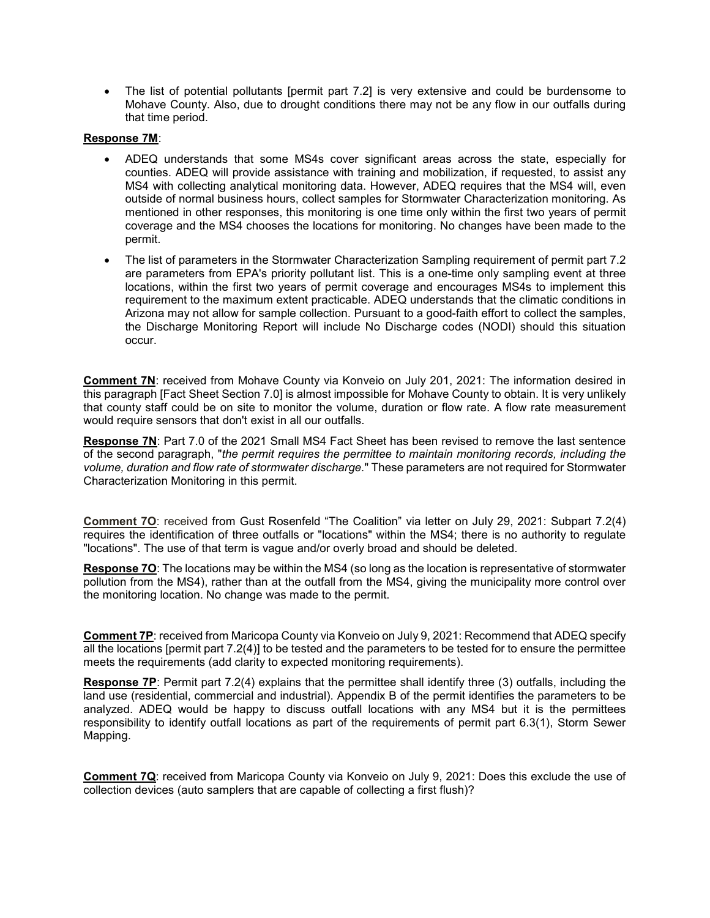- The list of potential pollutants [permit part 7.2] is very extensive and could be burdensome to Mohave County. Also, due to drought conditions there may not be any flow in our outfalls during that time period.

**Response 7M**:

- ADEQ understands that some MS4s cover significant areas across the state, especially for counties. ADEQ will provide assistance with training and mobilization, if requested, to assist any MS4 with collecting analytical monitoring data. However, ADEQ requires that the MS4 will, even outside of normal business hours, collect samples for Stormwater Characterization monitoring. As mentioned in other responses, this monitoring is one time only within the first two years of permit coverage and the MS4 chooses the locations for monitoring. No changes have been made to the permit.
- The list of parameters in the Stormwater Characterization Sampling requirement of permit part 7.2 are parameters from EPA's priority pollutant list. This is a one-time only sampling event at three locations, within the first two years of permit coverage and encourages MS4s to implement this requirement to the maximum extent practicable. ADEQ understands that the climatic conditions in Arizona may not allow for sample collection. Pursuant to a good-faith effort to collect the samples, the Discharge Monitoring Report will include No Discharge codes (NODI) should this situation occur.

**Comment 7N**: received from Mohave County via Konveio on July 201, 2021: The information desired in this paragraph [Fact Sheet Section 7.0] is almost impossible for Mohave County to obtain. It is very unlikely that county staff could be on site to monitor the volume, duration or flow rate. A flow rate measurement would require sensors that don't exist in all our outfalls.

**Response 7N**: Part 7.0 of the 2021 Small MS4 Fact Sheet has been revised to remove the last sentence of the second paragraph, "*the permit requires the permittee to maintain monitoring records, including the volume, duration and flow rate of stormwater discharge.*" These parameters are not required for Stormwater Characterization Monitoring in this permit.

**Comment 7O**: received from Gust Rosenfeld "The Coalition" via letter on July 29, 2021: Subpart 7.2(4) requires the identification of three outfalls or "locations" within the MS4; there is no authority to regulate "locations". The use of that term is vague and/or overly broad and should be deleted.

**Response 7O**: The locations may be within the MS4 (so long as the location is representative of stormwater pollution from the MS4), rather than at the outfall from the MS4, giving the municipality more control over the monitoring location. No change was made to the permit.

**Comment 7P**: received from Maricopa County via Konveio on July 9, 2021: Recommend that ADEQ specify all the locations [permit part 7.2(4)] to be tested and the parameters to be tested for to ensure the permittee meets the requirements (add clarity to expected monitoring requirements).

**Response 7P**: Permit part 7.2(4) explains that the permittee shall identify three (3) outfalls, including the land use (residential, commercial and industrial). Appendix B of the permit identifies the parameters to be analyzed. ADEQ would be happy to discuss outfall locations with any MS4 but it is the permittees responsibility to identify outfall locations as part of the requirements of permit part 6.3(1), Storm Sewer Mapping.

**Comment 7Q**: received from Maricopa County via Konveio on July 9, 2021: Does this exclude the use of collection devices (auto samplers that are capable of collecting a first flush)?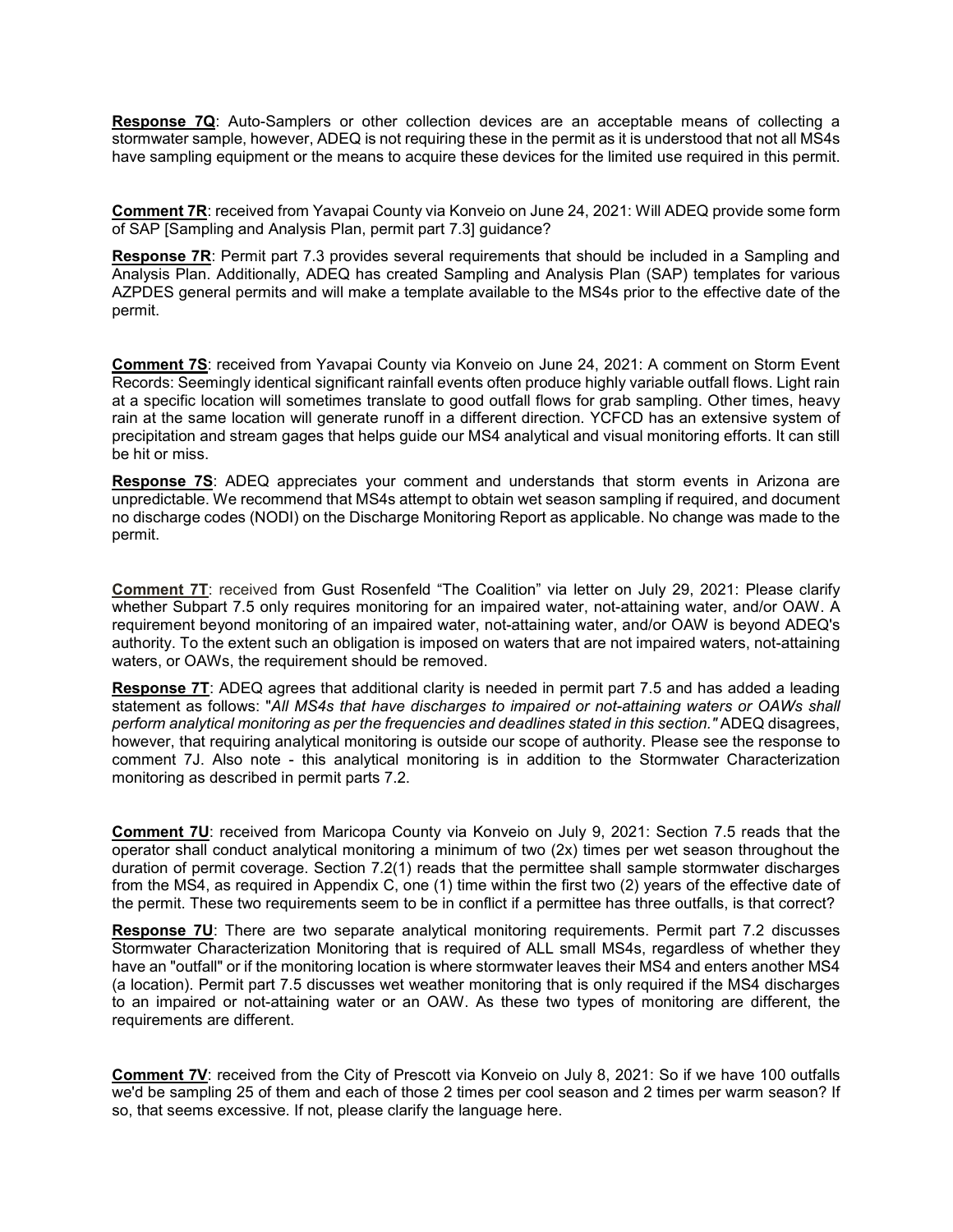**Response 7Q**: Auto-Samplers or other collection devices are an acceptable means of collecting a stormwater sample, however, ADEQ is not requiring these in the permit as it is understood that not all MS4s have sampling equipment or the means to acquire these devices for the limited use required in this permit.

**Comment 7R**: received from Yavapai County via Konveio on June 24, 2021: Will ADEQ provide some form of SAP [Sampling and Analysis Plan, permit part 7.3] guidance?

**Response 7R**: Permit part 7.3 provides several requirements that should be included in a Sampling and Analysis Plan. Additionally, ADEQ has created Sampling and Analysis Plan (SAP) templates for various AZPDES general permits and will make a template available to the MS4s prior to the effective date of the permit.

**Comment 7S**: received from Yavapai County via Konveio on June 24, 2021: A comment on Storm Event Records: Seemingly identical significant rainfall events often produce highly variable outfall flows. Light rain at a specific location will sometimes translate to good outfall flows for grab sampling. Other times, heavy rain at the same location will generate runoff in a different direction. YCFCD has an extensive system of precipitation and stream gages that helps guide our MS4 analytical and visual monitoring efforts. It can still be hit or miss.

**Response 7S**: ADEQ appreciates your comment and understands that storm events in Arizona are unpredictable. We recommend that MS4s attempt to obtain wet season sampling if required, and document no discharge codes (NODI) on the Discharge Monitoring Report as applicable. No change was made to the permit.

**Comment 7T**: received from Gust Rosenfeld "The Coalition" via letter on July 29, 2021: Please clarify whether Subpart 7.5 only requires monitoring for an impaired water, not-attaining water, and/or OAW. A requirement beyond monitoring of an impaired water, not-attaining water, and/or OAW is beyond ADEQ's authority. To the extent such an obligation is imposed on waters that are not impaired waters, not-attaining waters, or OAWs, the requirement should be removed.

**Response 7T**: ADEQ agrees that additional clarity is needed in permit part 7.5 and has added a leading statement as follows: "*All MS4s that have discharges to impaired or not-attaining waters or OAWs shall perform analytical monitoring as per the frequencies and deadlines stated in this section.*" ADEQ disagrees, however, that requiring analytical monitoring is outside our scope of authority. Please see the response to comment 7J. Also note - this analytical monitoring is in addition to the Stormwater Characterization monitoring as described in permit parts 7.2.

**Comment 7U**: received from Maricopa County via Konveio on July 9, 2021: Section 7.5 reads that the operator shall conduct analytical monitoring a minimum of two (2x) times per wet season throughout the duration of permit coverage. Section 7.2(1) reads that the permittee shall sample stormwater discharges from the MS4, as required in Appendix C, one (1) time within the first two (2) years of the effective date of the permit. These two requirements seem to be in conflict if a permittee has three outfalls, is that correct?

**Response 7U**: There are two separate analytical monitoring requirements. Permit part 7.2 discusses Stormwater Characterization Monitoring that is required of ALL small MS4s, regardless of whether they have an "outfall" or if the monitoring location is where stormwater leaves their MS4 and enters another MS4 (a location). Permit part 7.5 discusses wet weather monitoring that is only required if the MS4 discharges to an impaired or not-attaining water or an OAW. As these two types of monitoring are different, the requirements are different.

**Comment 7V**: received from the City of Prescott via Konveio on July 8, 2021: So if we have 100 outfalls we'd be sampling 25 of them and each of those 2 times per cool season and 2 times per warm season? If so, that seems excessive. If not, please clarify the language here.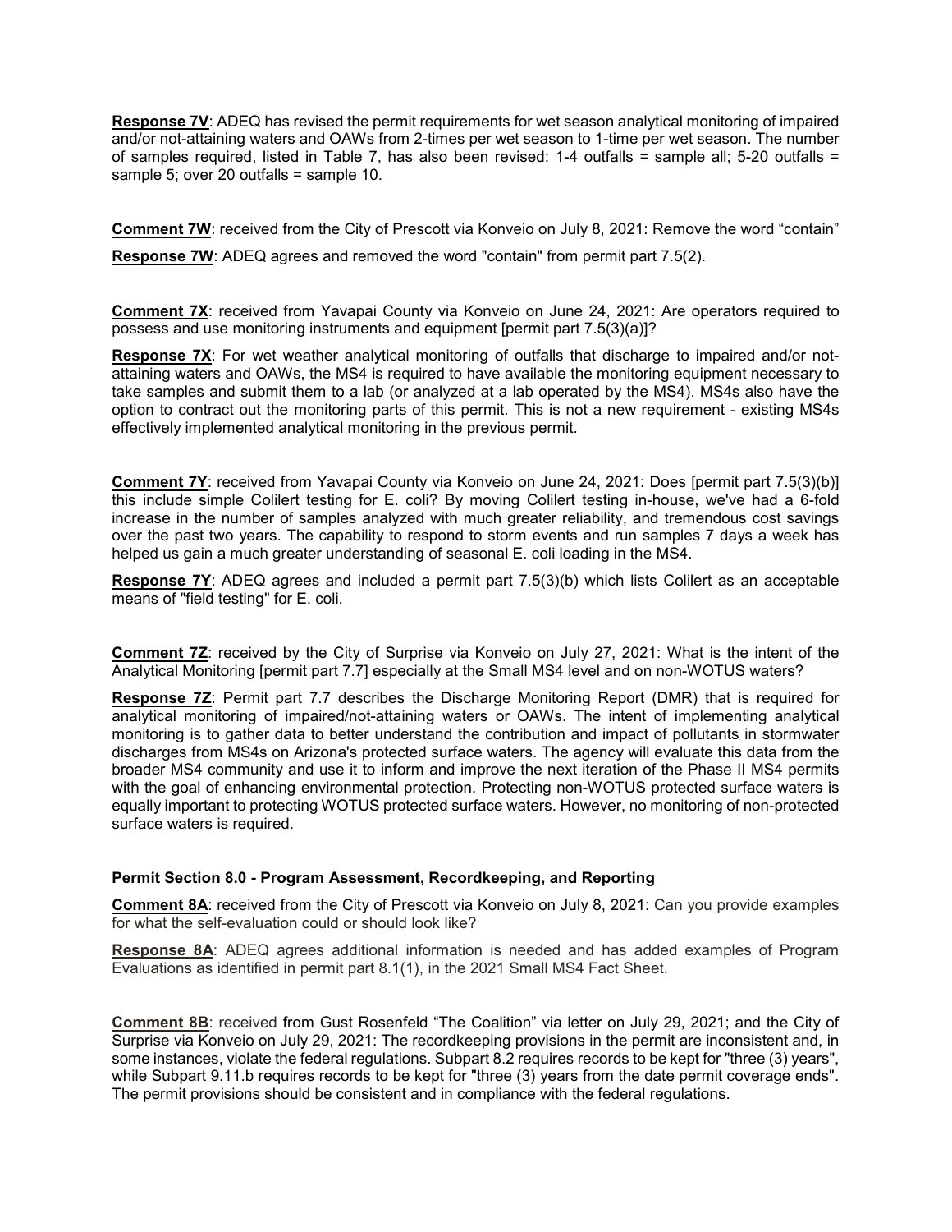**Response 7V**: ADEQ has revised the permit requirements for wet season analytical monitoring of impaired and/or not-attaining waters and OAWs from 2-times per wet season to 1-time per wet season. The number of samples required, listed in Table 7, has also been revised: 1-4 outfalls = sample all; 5-20 outfalls = sample 5; over 20 outfalls = sample 10.

**Comment 7W**: received from the City of Prescott via Konveio on July 8, 2021: Remove the word "contain"

**Response 7W**: ADEQ agrees and removed the word "contain" from permit part 7.5(2).

**Comment 7X**: received from Yavapai County via Konveio on June 24, 2021: Are operators required to possess and use monitoring instruments and equipment [permit part 7.5(3)(a)]?

**Response 7X**: For wet weather analytical monitoring of outfalls that discharge to impaired and/or not-attaining waters and OAWs, the MS4 is required to have available the monitoring equipment necessary to take samples and submit them to a lab (or analyzed at a lab operated by the MS4). MS4s also have the option to contract out the monitoring parts of this permit. This is not a new requirement - existing MS4s effectively implemented analytical monitoring in the previous permit.

**Comment 7Y**: received from Yavapai County via Konveio on June 24, 2021: Does [permit part 7.5(3)(b)] this include simple Colilert testing for E. coli? By moving Colilert testing in-house, we've had a 6-fold increase in the number of samples analyzed with much greater reliability, and tremendous cost savings over the past two years. The capability to respond to storm events and run samples 7 days a week has helped us gain a much greater understanding of seasonal E. coli loading in the MS4.

**Response 7Y**: ADEQ agrees and included a permit part 7.5(3)(b) which lists Colilert as an acceptable means of "field testing" for E. coli.

**Comment 7Z**: received by the City of Surprise via Konveio on July 27, 2021: What is the intent of the Analytical Monitoring [permit part 7.7] especially at the Small MS4 level and on non-WOTUS waters?

**Response 7Z**: Permit part 7.7 describes the Discharge Monitoring Report (DMR) that is required for analytical monitoring of impaired/not-attaining waters or OAWs. The intent of implementing analytical monitoring is to gather data to better understand the contribution and impact of pollutants in stormwater discharges from MS4s on Arizona's protected surface waters. The agency will evaluate this data from the broader MS4 community and use it to inform and improve the next iteration of the Phase II MS4 permits with the goal of enhancing environmental protection. Protecting non-WOTUS protected surface waters is equally important to protecting WOTUS protected surface waters. However, no monitoring of non-protected surface waters is required.

### Permit Section 8.0 - Program Assessment, Recordkeeping, and Reporting

**Comment 8A**: received from the City of Prescott via Konveio on July 8, 2021: Can you provide examples for what the self-evaluation could or should look like?

**Response 8A**: ADEQ agrees additional information is needed and has added examples of Program Evaluations as identified in permit part 8.1(1), in the 2021 Small MS4 Fact Sheet.

**Comment 8B**: received from Gust Rosenfeld "The Coalition" via letter on July 29, 2021; and the City of Surprise via Konveio on July 29, 2021: The recordkeeping provisions in the permit are inconsistent and, in some instances, violate the federal regulations. Subpart 8.2 requires records to be kept for "three (3) years", while Subpart 9.11.b requires records to be kept for "three (3) years from the date permit coverage ends". The permit provisions should be consistent and in compliance with the federal regulations.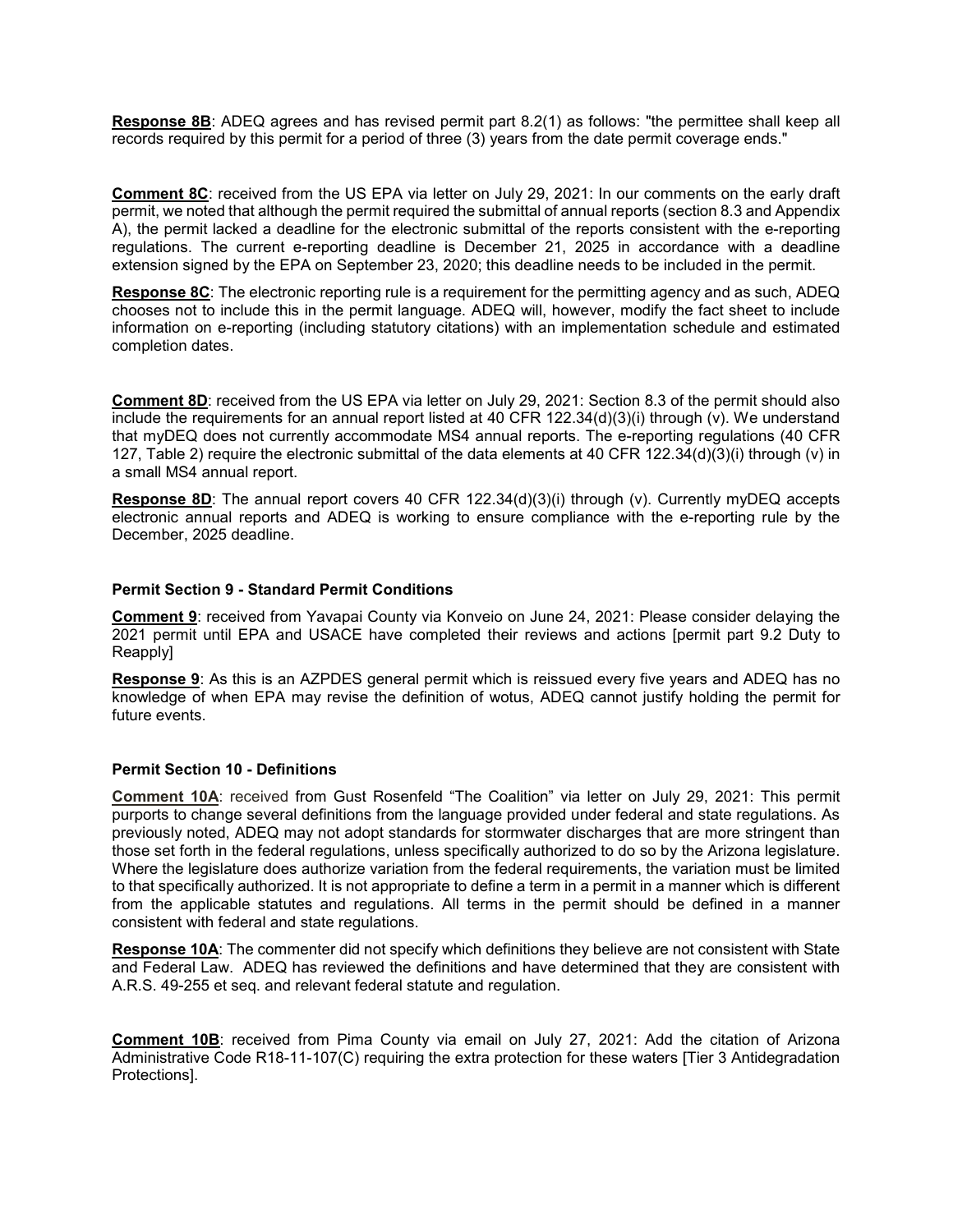**Response 8B**: ADEQ agrees and has revised permit part 8.2(1) as follows: "the permittee shall keep all records required by this permit for a period of three (3) years from the date permit coverage ends."

**Comment 8C**: received from the US EPA via letter on July 29, 2021: In our comments on the early draft permit, we noted that although the permit required the submittal of annual reports (section 8.3 and Appendix A), the permit lacked a deadline for the electronic submittal of the reports consistent with the e-reporting regulations. The current e-reporting deadline is December 21, 2025 in accordance with a deadline extension signed by the EPA on September 23, 2020; this deadline needs to be included in the permit.

**Response 8C**: The electronic reporting rule is a requirement for the permitting agency and as such, ADEQ chooses not to include this in the permit language. ADEQ will, however, modify the fact sheet to include information on e-reporting (including statutory citations) with an implementation schedule and estimated completion dates.

**Comment 8D**: received from the US EPA via letter on July 29, 2021: Section 8.3 of the permit should also include the requirements for an annual report listed at 40 CFR 122.34(d)(3)(i) through (v). We understand that myDEQ does not currently accommodate MS4 annual reports. The e-reporting regulations (40 CFR 127, Table 2) require the electronic submittal of the data elements at 40 CFR 122.34(d)(3)(i) through (v) in a small MS4 annual report.

**Response 8D**: The annual report covers 40 CFR 122.34(d)(3)(i) through (v). Currently myDEQ accepts electronic annual reports and ADEQ is working to ensure compliance with the e-reporting rule by the December, 2025 deadline.

### Permit Section 9 - Standard Permit Conditions

**Comment 9**: received from Yavapai County via Konveio on June 24, 2021: Please consider delaying the 2021 permit until EPA and USACE have completed their reviews and actions [permit part 9.2 Duty to Reapply]

**Response 9**: As this is an AZPDES general permit which is reissued every five years and ADEQ has no knowledge of when EPA may revise the definition of wotus, ADEQ cannot justify holding the permit for future events.

### Permit Section 10 - Definitions

**Comment 10A**: received from Gust Rosenfeld "The Coalition" via letter on July 29, 2021: This permit purports to change several definitions from the language provided under federal and state regulations. As previously noted, ADEQ may not adopt standards for stormwater discharges that are more stringent than those set forth in the federal regulations, unless specifically authorized to do so by the Arizona legislature. Where the legislature does authorize variation from the federal requirements, the variation must be limited to that specifically authorized. It is not appropriate to define a term in a permit in a manner which is different from the applicable statutes and regulations. All terms in the permit should be defined in a manner consistent with federal and state regulations.

**Response 10A**: The commenter did not specify which definitions they believe are not consistent with State and Federal Law. ADEQ has reviewed the definitions and have determined that they are consistent with A.R.S. 49-255 et seq. and relevant federal statute and regulation.

**Comment 10B**: received from Pima County via email on July 27, 2021: Add the citation of Arizona Administrative Code R18-11-107(C) requiring the extra protection for these waters [Tier 3 Antidegradation Protections].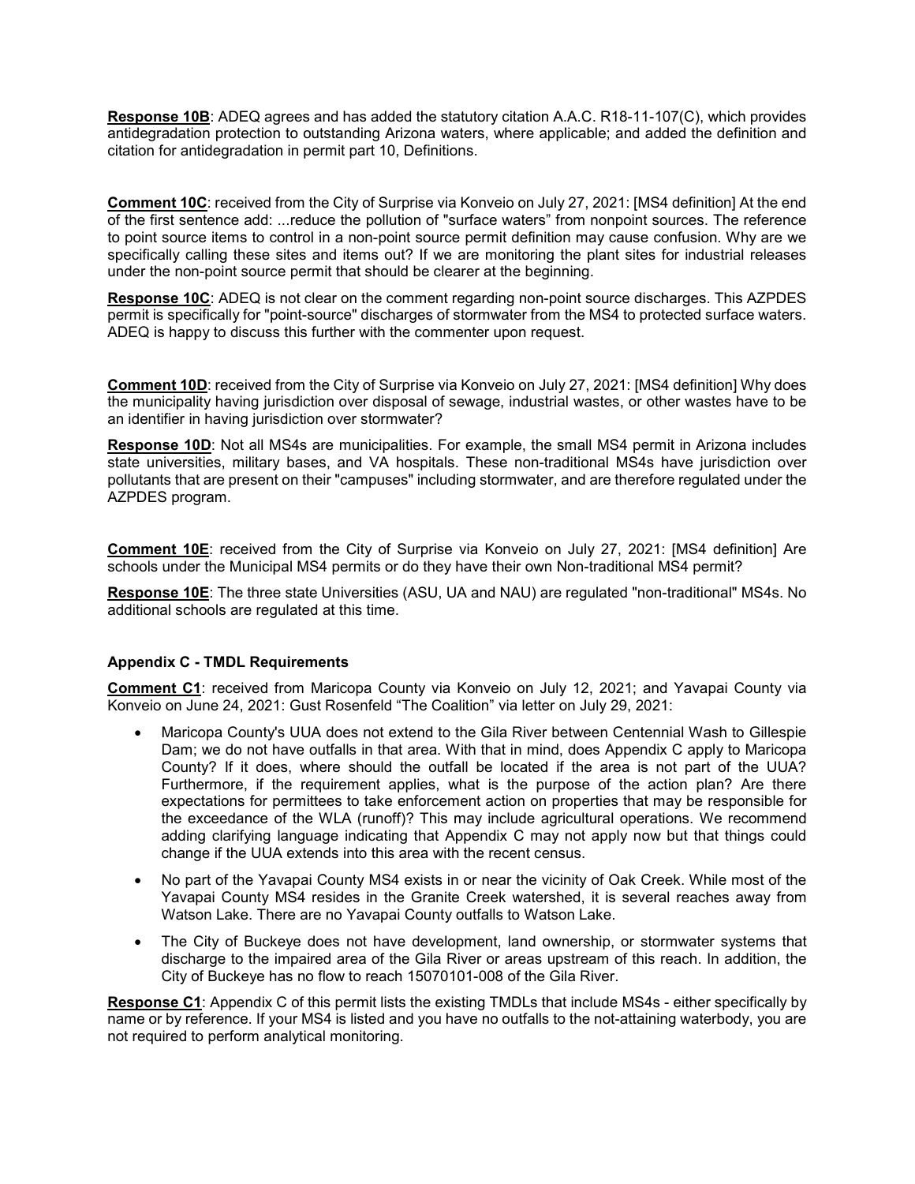**Response 10B**: ADEQ agrees and has added the statutory citation A.A.C. R18-11-107(C), which provides antidegradation protection to outstanding Arizona waters, where applicable; and added the definition and citation for antidegradation in permit part 10, Definitions.

**Comment 10C**: received from the City of Surprise via Konveio on July 27, 2021: [MS4 definition] At the end of the first sentence add: ...reduce the pollution of "surface waters" from nonpoint sources. The reference to point source items to control in a non-point source permit definition may cause confusion. Why are we specifically calling these sites and items out? If we are monitoring the plant sites for industrial releases under the non-point source permit that should be clearer at the beginning.

**Response 10C**: ADEQ is not clear on the comment regarding non-point source discharges. This AZPDES permit is specifically for "point-source" discharges of stormwater from the MS4 to protected surface waters. ADEQ is happy to discuss this further with the commenter upon request.

**Comment 10D**: received from the City of Surprise via Konveio on July 27, 2021: [MS4 definition] Why does the municipality having jurisdiction over disposal of sewage, industrial wastes, or other wastes have to be an identifier in having jurisdiction over stormwater?

**Response 10D**: Not all MS4s are municipalities. For example, the small MS4 permit in Arizona includes state universities, military bases, and VA hospitals. These non-traditional MS4s have jurisdiction over pollutants that are present on their "campuses" including stormwater, and are therefore regulated under the AZPDES program.

**Comment 10E**: received from the City of Surprise via Konveio on July 27, 2021: [MS4 definition] Are schools under the Municipal MS4 permits or do they have their own Non-traditional MS4 permit?

**Response 10E**: The three state Universities (ASU, UA and NAU) are regulated "non-traditional" MS4s. No additional schools are regulated at this time.

### Appendix C - TMDL Requirements

**Comment C1**: received from Maricopa County via Konveio on July 12, 2021; and Yavapai County via Konveio on June 24, 2021: Gust Rosenfeld "The Coalition" via letter on July 29, 2021:

- Maricopa County's UUA does not extend to the Gila River between Centennial Wash to Gillespie Dam; we do not have outfalls in that area. With that in mind, does Appendix C apply to Maricopa County? If it does, where should the outfall be located if the area is not part of the UUA? Furthermore, if the requirement applies, what is the purpose of the action plan? Are there expectations for permittees to take enforcement action on properties that may be responsible for the exceedance of the WLA (runoff)? This may include agricultural operations. We recommend adding clarifying language indicating that Appendix C may not apply now but that things could change if the UUA extends into this area with the recent census.
- No part of the Yavapai County MS4 exists in or near the vicinity of Oak Creek. While most of the Yavapai County MS4 resides in the Granite Creek watershed, it is several reaches away from Watson Lake. There are no Yavapai County outfalls to Watson Lake.
- The City of Buckeye does not have development, land ownership, or stormwater systems that discharge to the impaired area of the Gila River or areas upstream of this reach. In addition, the City of Buckeye has no flow to reach 15070101-008 of the Gila River.

**Response C1**: Appendix C of this permit lists the existing TMDLs that include MS4s - either specifically by name or by reference. If your MS4 is listed and you have no outfalls to the not-attaining waterbody, you are not required to perform analytical monitoring.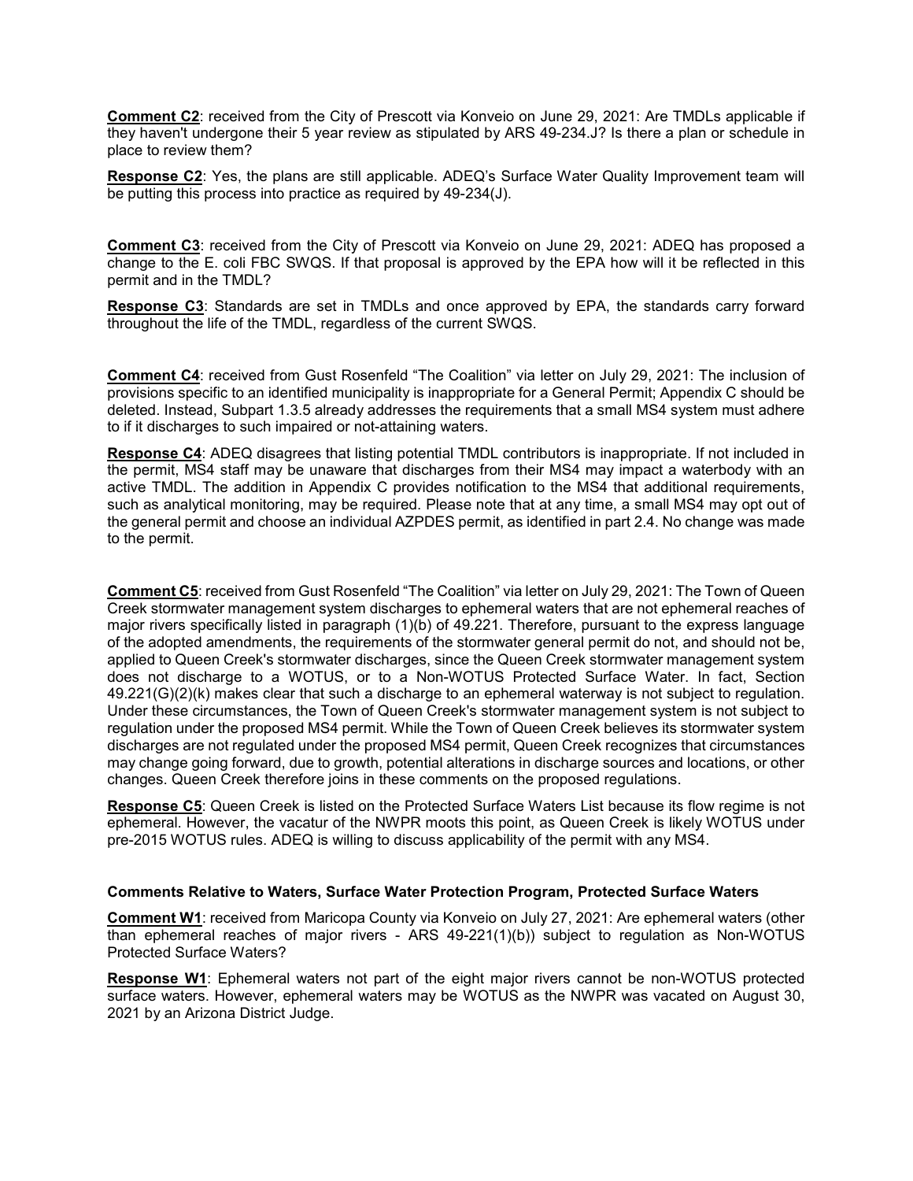**Comment C2**: received from the City of Prescott via Konveio on June 29, 2021: Are TMDLs applicable if they haven't undergone their 5 year review as stipulated by ARS 49-234.J? Is there a plan or schedule in place to review them?

**Response C2**: Yes, the plans are still applicable. ADEQ's Surface Water Quality Improvement team will be putting this process into practice as required by 49-234(J).

**Comment C3**: received from the City of Prescott via Konveio on June 29, 2021: ADEQ has proposed a change to the E. coli FBC SWQS. If that proposal is approved by the EPA how will it be reflected in this permit and in the TMDL?

**Response C3**: Standards are set in TMDLs and once approved by EPA, the standards carry forward throughout the life of the TMDL, regardless of the current SWQS.

**Comment C4**: received from Gust Rosenfeld "The Coalition" via letter on July 29, 2021: The inclusion of provisions specific to an identified municipality is inappropriate for a General Permit; Appendix C should be deleted. Instead, Subpart 1.3.5 already addresses the requirements that a small MS4 system must adhere to if it discharges to such impaired or not-attaining waters.

**Response C4**: ADEQ disagrees that listing potential TMDL contributors is inappropriate. If not included in the permit, MS4 staff may be unaware that discharges from their MS4 may impact a waterbody with an active TMDL. The addition in Appendix C provides notification to the MS4 that additional requirements, such as analytical monitoring, may be required. Please note that at any time, a small MS4 may opt out of the general permit and choose an individual AZPDES permit, as identified in part 2.4. No change was made to the permit.

**Comment C5**: received from Gust Rosenfeld "The Coalition" via letter on July 29, 2021: The Town of Queen Creek stormwater management system discharges to ephemeral waters that are not ephemeral reaches of major rivers specifically listed in paragraph (1)(b) of 49.221. Therefore, pursuant to the express language of the adopted amendments, the requirements of the stormwater general permit do not, and should not be, applied to Queen Creek's stormwater discharges, since the Queen Creek stormwater management system does not discharge to a WOTUS, or to a Non-WOTUS Protected Surface Water. In fact, Section 49.221(G)(2)(k) makes clear that such a discharge to an ephemeral waterway is not subject to regulation. Under these circumstances, the Town of Queen Creek's stormwater management system is not subject to regulation under the proposed MS4 permit. While the Town of Queen Creek believes its stormwater system discharges are not regulated under the proposed MS4 permit, Queen Creek recognizes that circumstances may change going forward, due to growth, potential alterations in discharge sources and locations, or other changes. Queen Creek therefore joins in these comments on the proposed regulations.

**Response C5**: Queen Creek is listed on the Protected Surface Waters List because its flow regime is not ephemeral. However, the vacatur of the NWPR moots this point, as Queen Creek is likely WOTUS under pre-2015 WOTUS rules. ADEQ is willing to discuss applicability of the permit with any MS4.

**Comments Relative to Waters, Surface Water Protection Program, Protected Surface Waters**

**Comment W1**: received from Maricopa County via Konveio on July 27, 2021: Are ephemeral waters (other than ephemeral reaches of major rivers - ARS 49-221(1)(b)) subject to regulation as Non-WOTUS Protected Surface Waters?

**Response W1**: Ephemeral waters not part of the eight major rivers cannot be non-WOTUS protected surface waters. However, ephemeral waters may be WOTUS as the NWPR was vacated on August 30, 2021 by an Arizona District Judge.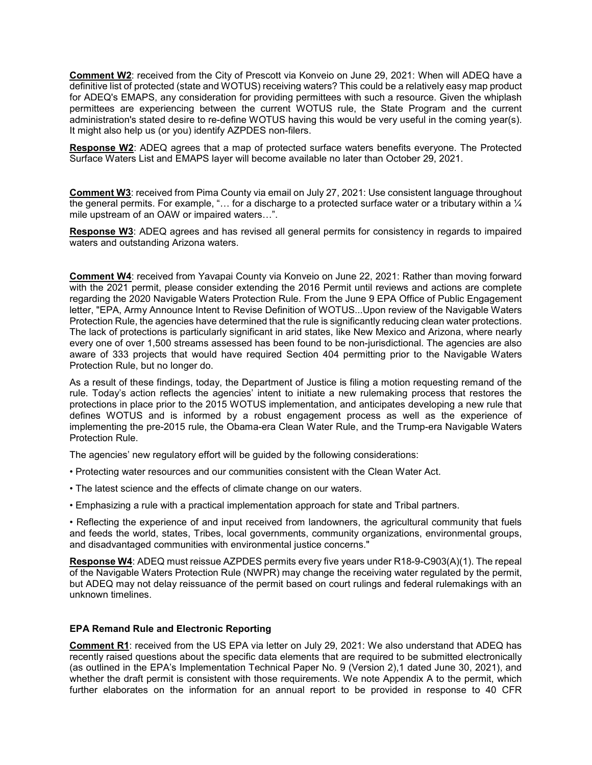**Comment W2**: received from the City of Prescott via Konveio on June 29, 2021: When will ADEQ have a definitive list of protected (state and WOTUS) receiving waters? This could be a relatively easy map product for ADEQ's EMAPS, any consideration for providing permittees with such a resource. Given the whiplash permittees are experiencing between the current WOTUS rule, the State Program and the current administration's stated desire to re-define WOTUS having this would be very useful in the coming year(s). It might also help us (or you) identify AZPDES non-filers.

**Response W2**: ADEQ agrees that a map of protected surface waters benefits everyone. The Protected Surface Waters List and EMAPS layer will become available no later than October 29, 2021.

**Comment W3**: received from Pima County via email on July 27, 2021: Use consistent language throughout the general permits. For example, "… for a discharge to a protected surface water or a tributary within a ¼ mile upstream of an OAW or impaired waters…".

**Response W3**: ADEQ agrees and has revised all general permits for consistency in regards to impaired waters and outstanding Arizona waters.

**Comment W4**: received from Yavapai County via Konveio on June 22, 2021: Rather than moving forward with the 2021 permit, please consider extending the 2016 Permit until reviews and actions are complete regarding the 2020 Navigable Waters Protection Rule. From the June 9 EPA Office of Public Engagement letter, "EPA, Army Announce Intent to Revise Definition of WOTUS...Upon review of the Navigable Waters Protection Rule, the agencies have determined that the rule is significantly reducing clean water protections. The lack of protections is particularly significant in arid states, like New Mexico and Arizona, where nearly every one of over 1,500 streams assessed has been found to be non-jurisdictional. The agencies are also aware of 333 projects that would have required Section 404 permitting prior to the Navigable Waters Protection Rule, but no longer do.

As a result of these findings, today, the Department of Justice is filing a motion requesting remand of the rule. Today's action reflects the agencies' intent to initiate a new rulemaking process that restores the protections in place prior to the 2015 WOTUS implementation, and anticipates developing a new rule that defines WOTUS and is informed by a robust engagement process as well as the experience of implementing the pre-2015 rule, the Obama-era Clean Water Rule, and the Trump-era Navigable Waters Protection Rule.

The agencies' new regulatory effort will be guided by the following considerations:

- Protecting water resources and our communities consistent with the Clean Water Act.
- The latest science and the effects of climate change on our waters.
- Emphasizing a rule with a practical implementation approach for state and Tribal partners.
- Reflecting the experience of and input received from landowners, the agricultural community that fuels and feeds the world, states, Tribes, local governments, community organizations, environmental groups, and disadvantaged communities with environmental justice concerns."

**Response W4**: ADEQ must reissue AZPDES permits every five years under R18-9-C903(A)(1). The repeal of the Navigable Waters Protection Rule (NWPR) may change the receiving water regulated by the permit, but ADEQ may not delay reissuance of the permit based on court rulings and federal rulemakings with an unknown timelines.

### EPA Remand Rule and Electronic Reporting

**Comment R1**: received from the US EPA via letter on July 29, 2021: We also understand that ADEQ has recently raised questions about the specific data elements that are required to be submitted electronically (as outlined in the EPA's Implementation Technical Paper No. 9 (Version 2),[1] dated June 30, 2021), and whether the draft permit is consistent with those requirements. We note Appendix A to the permit, which further elaborates on the information for an annual report to be provided in response to 40 CFR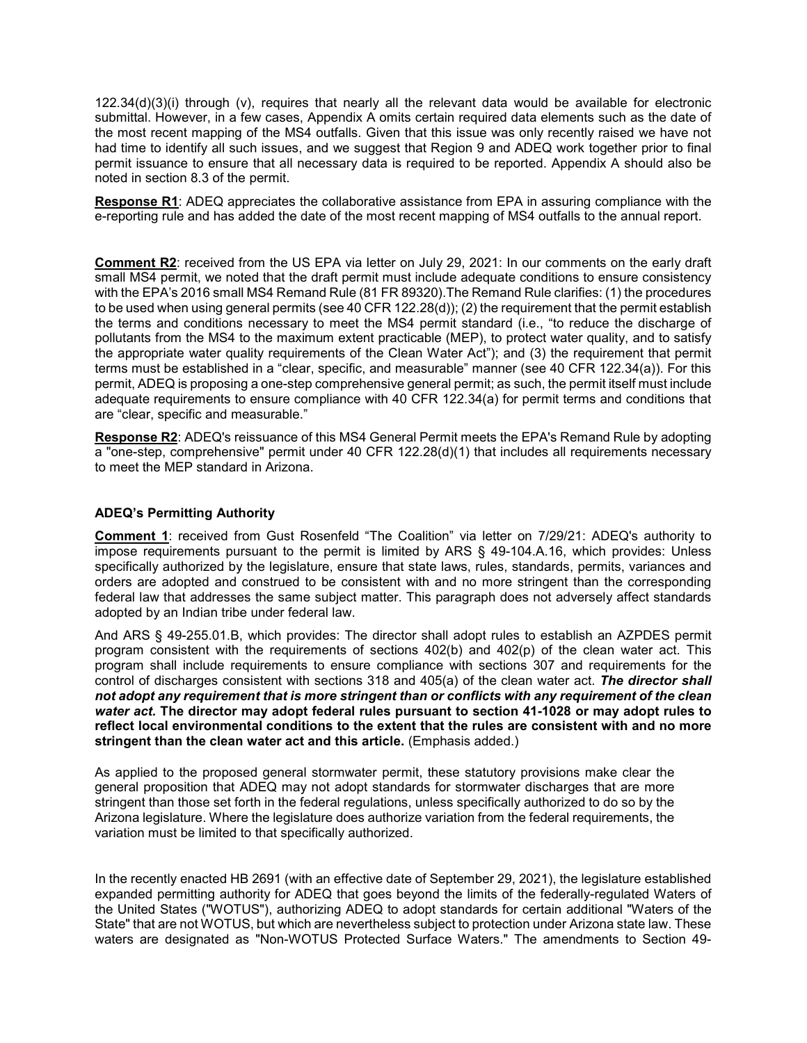122.34(d)(3)(i) through (v), requires that nearly all the relevant data would be available for electronic submittal. However, in a few cases, Appendix A omits certain required data elements such as the date of the most recent mapping of the MS4 outfalls. Given that this issue was only recently raised we have not had time to identify all such issues, and we suggest that Region 9 and ADEQ work together prior to final permit issuance to ensure that all necessary data is required to be reported. Appendix A should also be noted in section 8.3 of the permit.

**Response R1**: ADEQ appreciates the collaborative assistance from EPA in assuring compliance with the e-reporting rule and has added the date of the most recent mapping of MS4 outfalls to the annual report.

**Comment R2**: received from the US EPA via letter on July 29, 2021: In our comments on the early draft small MS4 permit, we noted that the draft permit must include adequate conditions to ensure consistency with the EPA's 2016 small MS4 Remand Rule (81 FR 89320).The Remand Rule clarifies: (1) the procedures to be used when using general permits (see 40 CFR 122.28(d)); (2) the requirement that the permit establish the terms and conditions necessary to meet the MS4 permit standard (i.e., "to reduce the discharge of pollutants from the MS4 to the maximum extent practicable (MEP), to protect water quality, and to satisfy the appropriate water quality requirements of the Clean Water Act"); and (3) the requirement that permit terms must be established in a "clear, specific, and measurable" manner (see 40 CFR 122.34(a)). For this permit, ADEQ is proposing a one-step comprehensive general permit; as such, the permit itself must include adequate requirements to ensure compliance with 40 CFR 122.34(a) for permit terms and conditions that are "clear, specific and measurable."

**Response R2**: ADEQ's reissuance of this MS4 General Permit meets the EPA's Remand Rule by adopting a "one-step, comprehensive" permit under 40 CFR 122.28(d)(1) that includes all requirements necessary to meet the MEP standard in Arizona.

### ADEQ's Permitting Authority

**Comment 1**: received from Gust Rosenfeld "The Coalition" via letter on 7/29/21: ADEQ's authority to impose requirements pursuant to the permit is limited by ARS § 49-104.A.16, which provides: Unless specifically authorized by the legislature, ensure that state laws, rules, standards, permits, variances and orders are adopted and construed to be consistent with and no more stringent than the corresponding federal law that addresses the same subject matter. This paragraph does not adversely affect standards adopted by an Indian tribe under federal law.

And ARS § 49-255.01.B, which provides: The director shall adopt rules to establish an AZPDES permit program consistent with the requirements of sections 402(b) and 402(p) of the clean water act. This program shall include requirements to ensure compliance with sections 307 and requirements for the control of discharges consistent with sections 318 and 405(a) of the clean water act. ***The director shall not adopt any requirement that is more stringent than or conflicts with any requirement of the clean water act.*** **The director may adopt federal rules pursuant to section 41-1028 or may adopt rules to reflect local environmental conditions to the extent that the rules are consistent with and no more stringent than the clean water act and this article.** (Emphasis added.)

As applied to the proposed general stormwater permit, these statutory provisions make clear the general proposition that ADEQ may not adopt standards for stormwater discharges that are more stringent than those set forth in the federal regulations, unless specifically authorized to do so by the Arizona legislature. Where the legislature does authorize variation from the federal requirements, the variation must be limited to that specifically authorized.

In the recently enacted HB 2691 (with an effective date of September 29, 2021), the legislature established expanded permitting authority for ADEQ that goes beyond the limits of the federally-regulated Waters of the United States ("WOTUS"), authorizing ADEQ to adopt standards for certain additional "Waters of the State" that are not WOTUS, but which are nevertheless subject to protection under Arizona state law. These waters are designated as "Non-WOTUS Protected Surface Waters." The amendments to Section 49-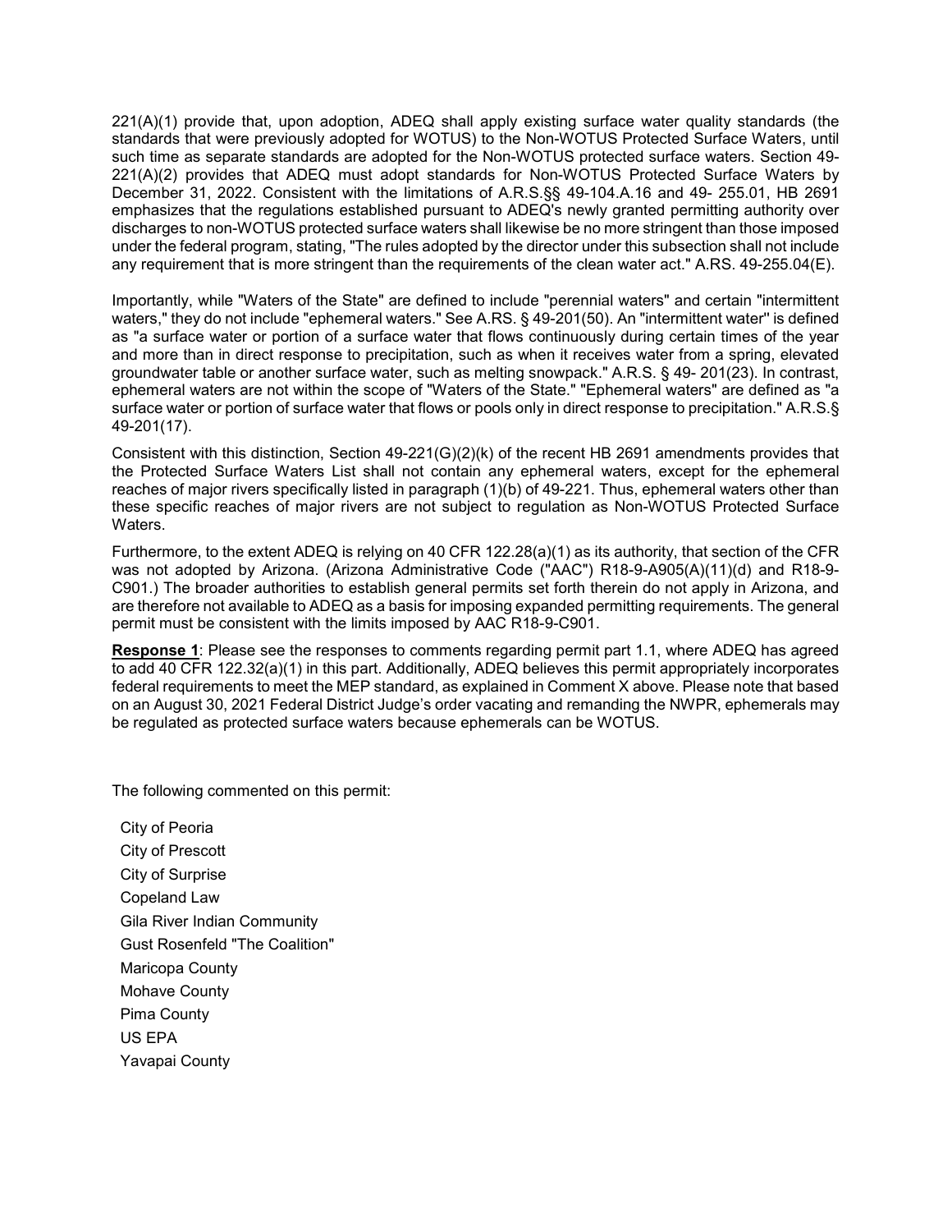221(A)(1) provide that, upon adoption, ADEQ shall apply existing surface water quality standards (the standards that were previously adopted for WOTUS) to the Non-WOTUS Protected Surface Waters, until such time as separate standards are adopted for the Non-WOTUS protected surface waters. Section 49-221(A)(2) provides that ADEQ must adopt standards for Non-WOTUS Protected Surface Waters by December 31, 2022. Consistent with the limitations of A.R.S.§§ 49-104.A.16 and 49- 255.01, HB 2691 emphasizes that the regulations established pursuant to ADEQ's newly granted permitting authority over discharges to non-WOTUS protected surface waters shall likewise be no more stringent than those imposed under the federal program, stating, "The rules adopted by the director under this subsection shall not include any requirement that is more stringent than the requirements of the clean water act." A.RS. 49-255.04(E).

Importantly, while "Waters of the State" are defined to include "perennial waters" and certain "intermittent waters," they do not include "ephemeral waters." See A.RS. § 49-201(50). An "intermittent water" is defined as "a surface water or portion of a surface water that flows continuously during certain times of the year and more than in direct response to precipitation, such as when it receives water from a spring, elevated groundwater table or another surface water, such as melting snowpack." A.R.S. § 49- 201(23). In contrast, ephemeral waters are not within the scope of "Waters of the State." "Ephemeral waters" are defined as "a surface water or portion of surface water that flows or pools only in direct response to precipitation." A.R.S.§ 49-201(17).

Consistent with this distinction, Section 49-221(G)(2)(k) of the recent HB 2691 amendments provides that the Protected Surface Waters List shall not contain any ephemeral waters, except for the ephemeral reaches of major rivers specifically listed in paragraph (1)(b) of 49-221. Thus, ephemeral waters other than these specific reaches of major rivers are not subject to regulation as Non-WOTUS Protected Surface Waters.

Furthermore, to the extent ADEQ is relying on 40 CFR 122.28(a)(1) as its authority, that section of the CFR was not adopted by Arizona. (Arizona Administrative Code ("AAC") R18-9-A905(A)(11)(d) and R18-9-C901.) The broader authorities to establish general permits set forth therein do not apply in Arizona, and are therefore not available to ADEQ as a basis for imposing expanded permitting requirements. The general permit must be consistent with the limits imposed by AAC R18-9-C901.

**Response 1**: Please see the responses to comments regarding permit part 1.1, where ADEQ has agreed to add 40 CFR 122.32(a)(1) in this part. Additionally, ADEQ believes this permit appropriately incorporates federal requirements to meet the MEP standard, as explained in Comment X above. Please note that based on an August 30, 2021 Federal District Judge's order vacating and remanding the NWPR, ephemerals may be regulated as protected surface waters because ephemerals can be WOTUS.

The following commented on this permit:

City of Peoria
City of Prescott
City of Surprise
Copeland Law
Gila River Indian Community
Gust Rosenfeld "The Coalition"
Maricopa County
Mohave County
Pima County
US EPA
Yavapai County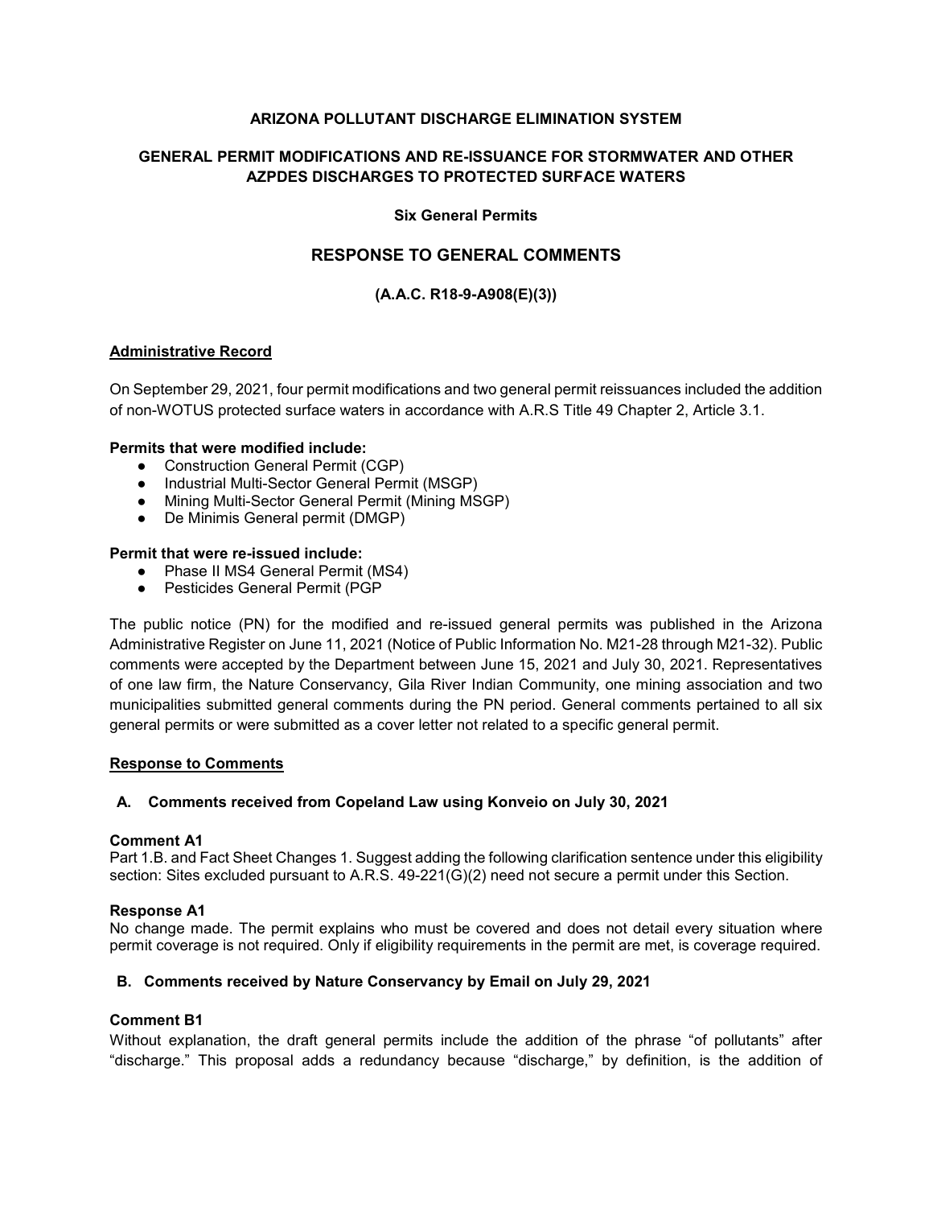**ARIZONA POLLUTANT DISCHARGE ELIMINATION SYSTEM**

**GENERAL PERMIT MODIFICATIONS AND RE-ISSUANCE FOR STORMWATER AND OTHER AZPDES DISCHARGES TO PROTECTED SURFACE WATERS**

**Six General Permits**

## RESPONSE TO GENERAL COMMENTS

**(A.A.C. R18-9-A908(E)(3))**

### Administrative Record

On September 29, 2021, four permit modifications and two general permit reissuances included the addition of non-WOTUS protected surface waters in accordance with A.R.S Title 49 Chapter 2, Article 3.1.

**Permits that were modified include:**

- Construction General Permit (CGP)
- Industrial Multi-Sector General Permit (MSGP)
- Mining Multi-Sector General Permit (Mining MSGP)
- De Minimis General permit (DMGP)

**Permit that were re-issued include:**

- Phase II MS4 General Permit (MS4)
- Pesticides General Permit (PGP

The public notice (PN) for the modified and re-issued general permits was published in the Arizona Administrative Register on June 11, 2021 (Notice of Public Information No. M21-28 through M21-32). Public comments were accepted by the Department between June 15, 2021 and July 30, 2021. Representatives of one law firm, the Nature Conservancy, Gila River Indian Community, one mining association and two municipalities submitted general comments during the PN period. General comments pertained to all six general permits or were submitted as a cover letter not related to a specific general permit.

### Response to Comments

#### A. Comments received from Copeland Law using Konveio on July 30, 2021

**Comment A1**

Part 1.B. and Fact Sheet Changes 1. Suggest adding the following clarification sentence under this eligibility section: Sites excluded pursuant to A.R.S. 49-221(G)(2) need not secure a permit under this Section.

**Response A1**

No change made. The permit explains who must be covered and does not detail every situation where permit coverage is not required. Only if eligibility requirements in the permit are met, is coverage required.

#### B. Comments received by Nature Conservancy by Email on July 29, 2021

**Comment B1**

Without explanation, the draft general permits include the addition of the phrase "of pollutants" after "discharge." This proposal adds a redundancy because "discharge," by definition, is the addition of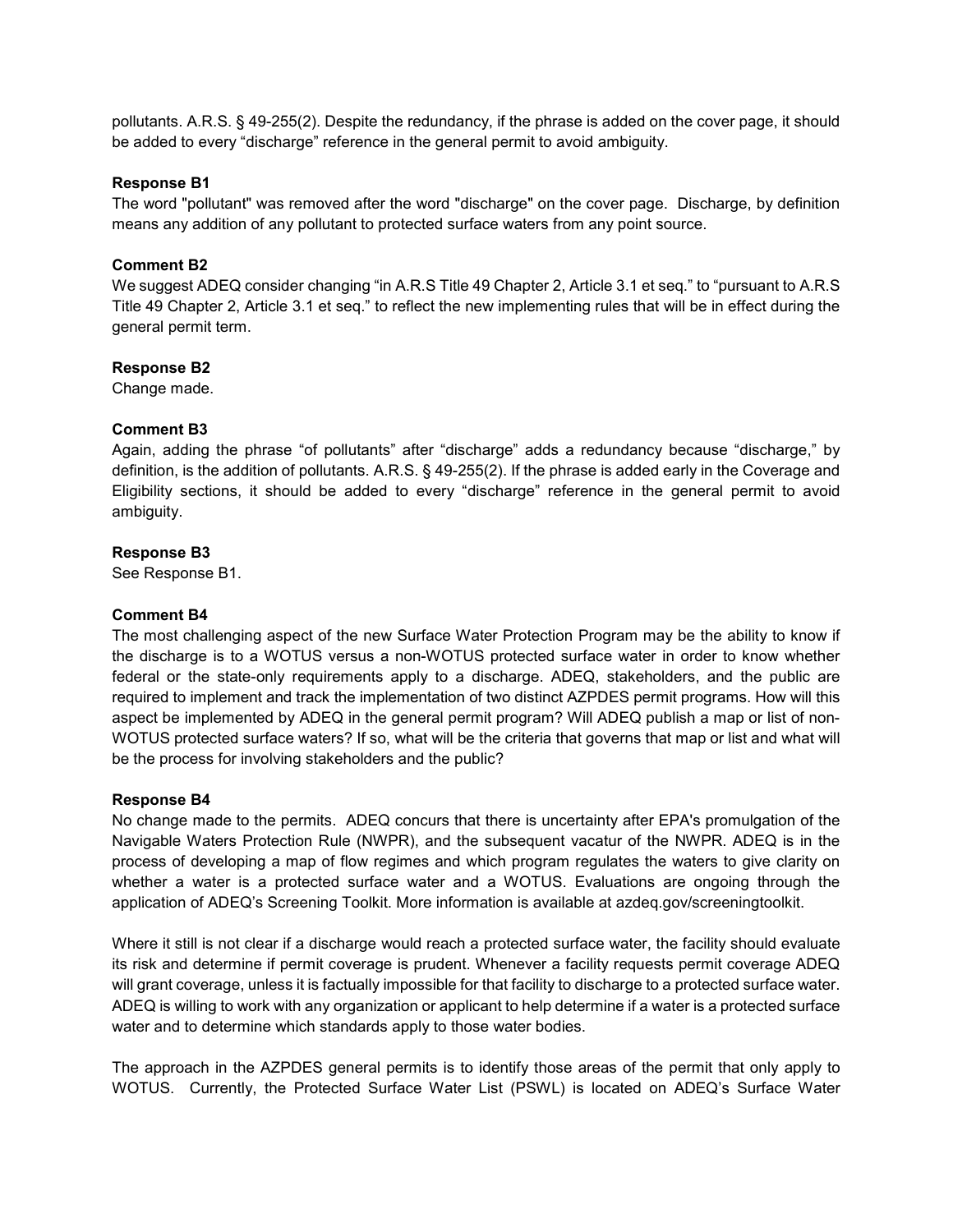pollutants. A.R.S. § 49-255(2). Despite the redundancy, if the phrase is added on the cover page, it should be added to every "discharge" reference in the general permit to avoid ambiguity.

**Response B1**

The word "pollutant" was removed after the word "discharge" on the cover page. Discharge, by definition means any addition of any pollutant to protected surface waters from any point source.

**Comment B2**

We suggest ADEQ consider changing "in A.R.S Title 49 Chapter 2, Article 3.1 et seq." to "pursuant to A.R.S Title 49 Chapter 2, Article 3.1 et seq." to reflect the new implementing rules that will be in effect during the general permit term.

**Response B2**

Change made.

**Comment B3**

Again, adding the phrase "of pollutants" after "discharge" adds a redundancy because "discharge," by definition, is the addition of pollutants. A.R.S. § 49-255(2). If the phrase is added early in the Coverage and Eligibility sections, it should be added to every "discharge" reference in the general permit to avoid ambiguity.

**Response B3**

See Response B1.

**Comment B4**

The most challenging aspect of the new Surface Water Protection Program may be the ability to know if the discharge is to a WOTUS versus a non-WOTUS protected surface water in order to know whether federal or the state-only requirements apply to a discharge. ADEQ, stakeholders, and the public are required to implement and track the implementation of two distinct AZPDES permit programs. How will this aspect be implemented by ADEQ in the general permit program? Will ADEQ publish a map or list of non-WOTUS protected surface waters? If so, what will be the criteria that governs that map or list and what will be the process for involving stakeholders and the public?

**Response B4**

No change made to the permits. ADEQ concurs that there is uncertainty after EPA's promulgation of the Navigable Waters Protection Rule (NWPR), and the subsequent vacatur of the NWPR. ADEQ is in the process of developing a map of flow regimes and which program regulates the waters to give clarity on whether a water is a protected surface water and a WOTUS. Evaluations are ongoing through the application of ADEQ's Screening Toolkit. More information is available at azdeq.gov/screeningtoolkit.

Where it still is not clear if a discharge would reach a protected surface water, the facility should evaluate its risk and determine if permit coverage is prudent. Whenever a facility requests permit coverage ADEQ will grant coverage, unless it is factually impossible for that facility to discharge to a protected surface water. ADEQ is willing to work with any organization or applicant to help determine if a water is a protected surface water and to determine which standards apply to those water bodies.

The approach in the AZPDES general permits is to identify those areas of the permit that only apply to WOTUS. Currently, the Protected Surface Water List (PSWL) is located on ADEQ's Surface Water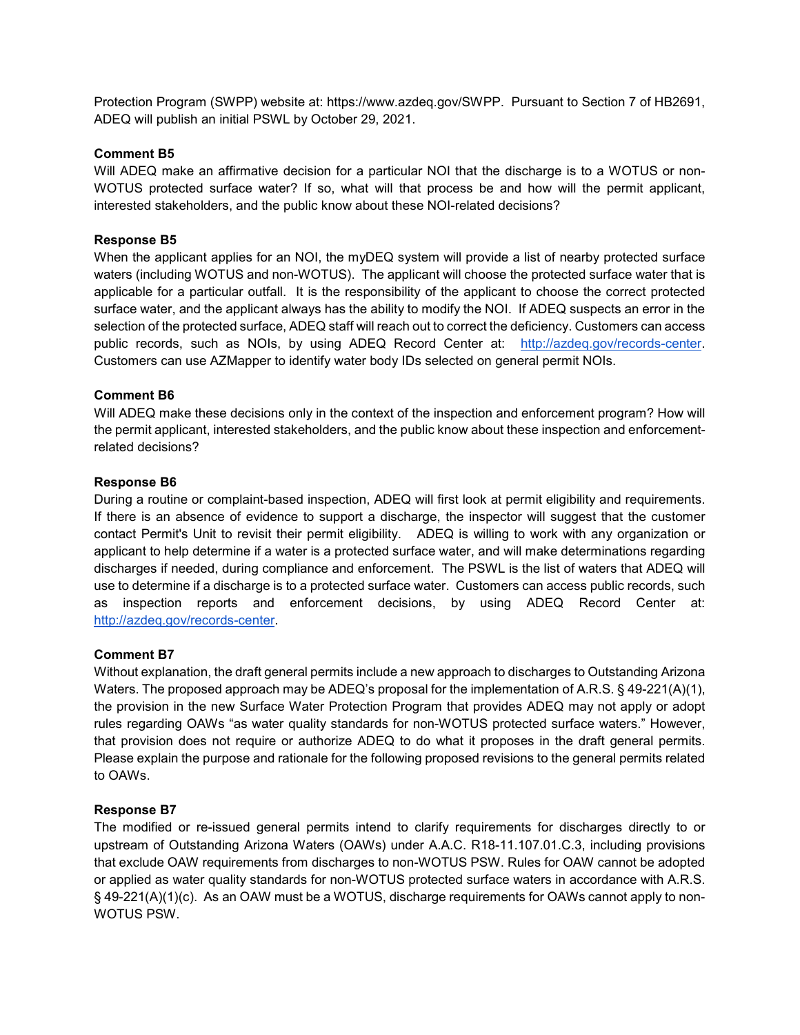Protection Program (SWPP) website at: https://www.azdeq.gov/SWPP. Pursuant to Section 7 of HB2691, ADEQ will publish an initial PSWL by October 29, 2021.

**Comment B5**

Will ADEQ make an affirmative decision for a particular NOI that the discharge is to a WOTUS or non-WOTUS protected surface water? If so, what will that process be and how will the permit applicant, interested stakeholders, and the public know about these NOI-related decisions?

**Response B5**

When the applicant applies for an NOI, the myDEQ system will provide a list of nearby protected surface waters (including WOTUS and non-WOTUS). The applicant will choose the protected surface water that is applicable for a particular outfall. It is the responsibility of the applicant to choose the correct protected surface water, and the applicant always has the ability to modify the NOI. If ADEQ suspects an error in the selection of the protected surface, ADEQ staff will reach out to correct the deficiency. Customers can access public records, such as NOIs, by using ADEQ Record Center at: [http://azdeq.gov/records-center](http://azdeq.gov/records-center). Customers can use AZMapper to identify water body IDs selected on general permit NOIs.

**Comment B6**

Will ADEQ make these decisions only in the context of the inspection and enforcement program? How will the permit applicant, interested stakeholders, and the public know about these inspection and enforcement-related decisions?

**Response B6**

During a routine or complaint-based inspection, ADEQ will first look at permit eligibility and requirements. If there is an absence of evidence to support a discharge, the inspector will suggest that the customer contact Permit's Unit to revisit their permit eligibility. ADEQ is willing to work with any organization or applicant to help determine if a water is a protected surface water, and will make determinations regarding discharges if needed, during compliance and enforcement. The PSWL is the list of waters that ADEQ will use to determine if a discharge is to a protected surface water. Customers can access public records, such as inspection reports and enforcement decisions, by using ADEQ Record Center at: [http://azdeq.gov/records-center](http://azdeq.gov/records-center).

**Comment B7**

Without explanation, the draft general permits include a new approach to discharges to Outstanding Arizona Waters. The proposed approach may be ADEQ's proposal for the implementation of A.R.S. § 49-221(A)(1), the provision in the new Surface Water Protection Program that provides ADEQ may not apply or adopt rules regarding OAWs "as water quality standards for non-WOTUS protected surface waters." However, that provision does not require or authorize ADEQ to do what it proposes in the draft general permits. Please explain the purpose and rationale for the following proposed revisions to the general permits related to OAWs.

**Response B7**

The modified or re-issued general permits intend to clarify requirements for discharges directly to or upstream of Outstanding Arizona Waters (OAWs) under A.A.C. R18-11.107.01.C.3, including provisions that exclude OAW requirements from discharges to non-WOTUS PSW. Rules for OAW cannot be adopted or applied as water quality standards for non-WOTUS protected surface waters in accordance with A.R.S. § 49-221(A)(1)(c). As an OAW must be a WOTUS, discharge requirements for OAWs cannot apply to non-WOTUS PSW.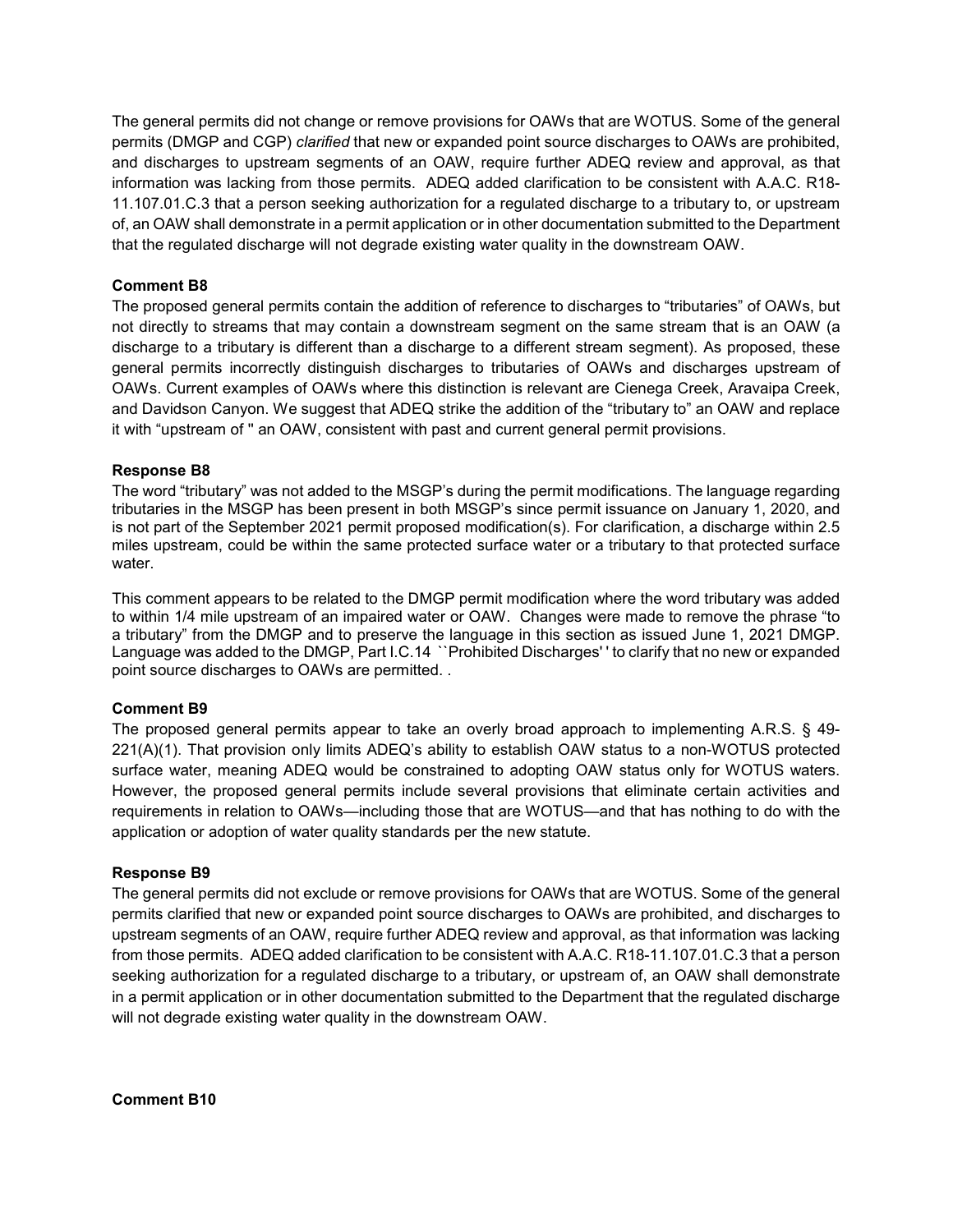The general permits did not change or remove provisions for OAWs that are WOTUS. Some of the general permits (DMGP and CGP) *clarified* that new or expanded point source discharges to OAWs are prohibited, and discharges to upstream segments of an OAW, require further ADEQ review and approval, as that information was lacking from those permits. ADEQ added clarification to be consistent with A.A.C. R18-11.107.01.C.3 that a person seeking authorization for a regulated discharge to a tributary to, or upstream of, an OAW shall demonstrate in a permit application or in other documentation submitted to the Department that the regulated discharge will not degrade existing water quality in the downstream OAW.

**Comment B8**

The proposed general permits contain the addition of reference to discharges to "tributaries" of OAWs, but not directly to streams that may contain a downstream segment on the same stream that is an OAW (a discharge to a tributary is different than a discharge to a different stream segment). As proposed, these general permits incorrectly distinguish discharges to tributaries of OAWs and discharges upstream of OAWs. Current examples of OAWs where this distinction is relevant are Cienega Creek, Aravaipa Creek, and Davidson Canyon. We suggest that ADEQ strike the addition of the "tributary to" an OAW and replace it with "upstream of '' an OAW, consistent with past and current general permit provisions.

**Response B8**

The word "tributary" was not added to the MSGP's during the permit modifications. The language regarding tributaries in the MSGP has been present in both MSGP's since permit issuance on January 1, 2020, and is not part of the September 2021 permit proposed modification(s). For clarification, a discharge within 2.5 miles upstream, could be within the same protected surface water or a tributary to that protected surface water.

This comment appears to be related to the DMGP permit modification where the word tributary was added to within 1/4 mile upstream of an impaired water or OAW. Changes were made to remove the phrase "to a tributary" from the DMGP and to preserve the language in this section as issued June 1, 2021 DMGP. Language was added to the DMGP, Part I.C.14 ``Prohibited Discharges' ' to clarify that no new or expanded point source discharges to OAWs are permitted. .

**Comment B9**

The proposed general permits appear to take an overly broad approach to implementing A.R.S. § 49-221(A)(1). That provision only limits ADEQ's ability to establish OAW status to a non-WOTUS protected surface water, meaning ADEQ would be constrained to adopting OAW status only for WOTUS waters. However, the proposed general permits include several provisions that eliminate certain activities and requirements in relation to OAWs—including those that are WOTUS—and that has nothing to do with the application or adoption of water quality standards per the new statute.

**Response B9**

The general permits did not exclude or remove provisions for OAWs that are WOTUS. Some of the general permits clarified that new or expanded point source discharges to OAWs are prohibited, and discharges to upstream segments of an OAW, require further ADEQ review and approval, as that information was lacking from those permits. ADEQ added clarification to be consistent with A.A.C. R18-11.107.01.C.3 that a person seeking authorization for a regulated discharge to a tributary, or upstream of, an OAW shall demonstrate in a permit application or in other documentation submitted to the Department that the regulated discharge will not degrade existing water quality in the downstream OAW.

**Comment B10**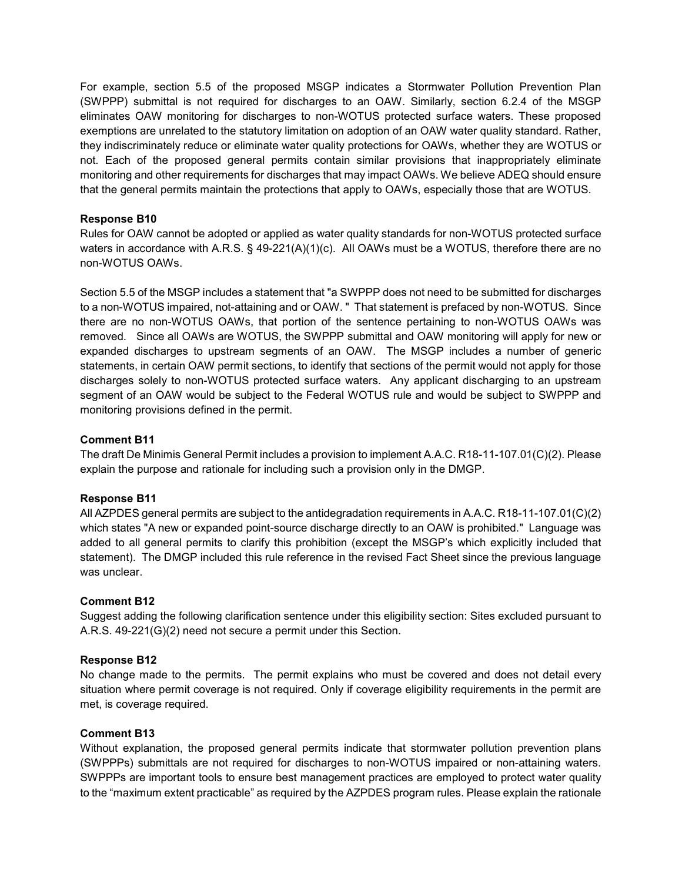For example, section 5.5 of the proposed MSGP indicates a Stormwater Pollution Prevention Plan (SWPPP) submittal is not required for discharges to an OAW. Similarly, section 6.2.4 of the MSGP eliminates OAW monitoring for discharges to non-WOTUS protected surface waters. These proposed exemptions are unrelated to the statutory limitation on adoption of an OAW water quality standard. Rather, they indiscriminately reduce or eliminate water quality protections for OAWs, whether they are WOTUS or not. Each of the proposed general permits contain similar provisions that inappropriately eliminate monitoring and other requirements for discharges that may impact OAWs. We believe ADEQ should ensure that the general permits maintain the protections that apply to OAWs, especially those that are WOTUS.

**Response B10**

Rules for OAW cannot be adopted or applied as water quality standards for non-WOTUS protected surface waters in accordance with A.R.S. § 49-221(A)(1)(c). All OAWs must be a WOTUS, therefore there are no non-WOTUS OAWs.

Section 5.5 of the MSGP includes a statement that "a SWPPP does not need to be submitted for discharges to a non-WOTUS impaired, not-attaining and or OAW. " That statement is prefaced by non-WOTUS. Since there are no non-WOTUS OAWs, that portion of the sentence pertaining to non-WOTUS OAWs was removed. Since all OAWs are WOTUS, the SWPPP submittal and OAW monitoring will apply for new or expanded discharges to upstream segments of an OAW. The MSGP includes a number of generic statements, in certain OAW permit sections, to identify that sections of the permit would not apply for those discharges solely to non-WOTUS protected surface waters. Any applicant discharging to an upstream segment of an OAW would be subject to the Federal WOTUS rule and would be subject to SWPPP and monitoring provisions defined in the permit.

**Comment B11**

The draft De Minimis General Permit includes a provision to implement A.A.C. R18-11-107.01(C)(2). Please explain the purpose and rationale for including such a provision only in the DMGP.

**Response B11**

All AZPDES general permits are subject to the antidegradation requirements in A.A.C. R18-11-107.01(C)(2) which states "A new or expanded point-source discharge directly to an OAW is prohibited." Language was added to all general permits to clarify this prohibition (except the MSGP's which explicitly included that statement). The DMGP included this rule reference in the revised Fact Sheet since the previous language was unclear.

**Comment B12**

Suggest adding the following clarification sentence under this eligibility section: Sites excluded pursuant to A.R.S. 49-221(G)(2) need not secure a permit under this Section.

**Response B12**

No change made to the permits. The permit explains who must be covered and does not detail every situation where permit coverage is not required. Only if coverage eligibility requirements in the permit are met, is coverage required.

**Comment B13**

Without explanation, the proposed general permits indicate that stormwater pollution prevention plans (SWPPPs) submittals are not required for discharges to non-WOTUS impaired or non-attaining waters. SWPPPs are important tools to ensure best management practices are employed to protect water quality to the "maximum extent practicable" as required by the AZPDES program rules. Please explain the rationale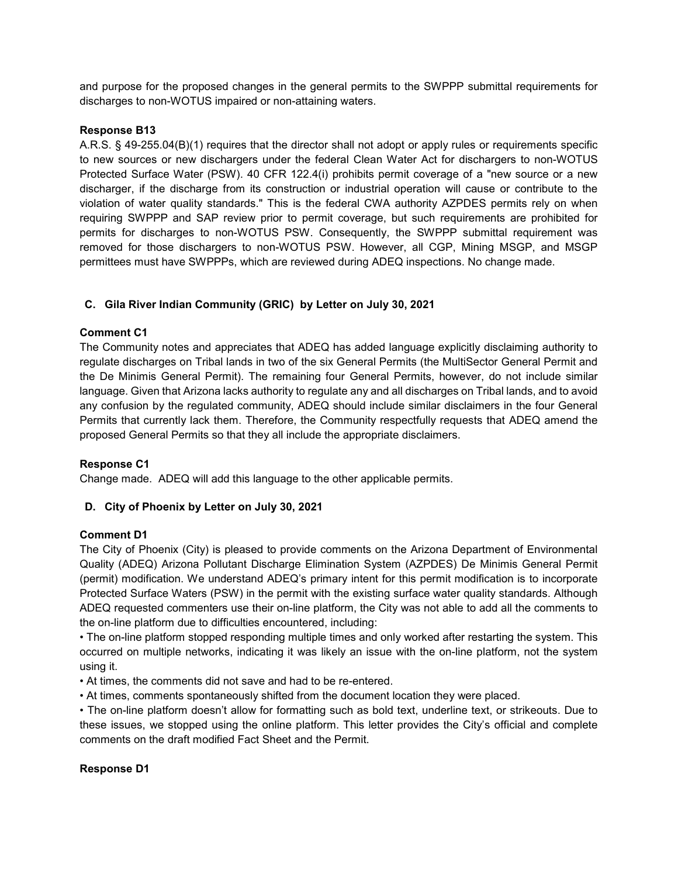and purpose for the proposed changes in the general permits to the SWPPP submittal requirements for discharges to non-WOTUS impaired or non-attaining waters.

**Response B13**

A.R.S. § 49-255.04(B)(1) requires that the director shall not adopt or apply rules or requirements specific to new sources or new dischargers under the federal Clean Water Act for dischargers to non-WOTUS Protected Surface Water (PSW). 40 CFR 122.4(i) prohibits permit coverage of a "new source or a new discharger, if the discharge from its construction or industrial operation will cause or contribute to the violation of water quality standards." This is the federal CWA authority AZPDES permits rely on when requiring SWPPP and SAP review prior to permit coverage, but such requirements are prohibited for permits for discharges to non-WOTUS PSW. Consequently, the SWPPP submittal requirement was removed for those dischargers to non-WOTUS PSW. However, all CGP, Mining MSGP, and MSGP permittees must have SWPPPs, which are reviewed during ADEQ inspections. No change made.

## C. Gila River Indian Community (GRIC) by Letter on July 30, 2021

**Comment C1**

The Community notes and appreciates that ADEQ has added language explicitly disclaiming authority to regulate discharges on Tribal lands in two of the six General Permits (the MultiSector General Permit and the De Minimis General Permit). The remaining four General Permits, however, do not include similar language. Given that Arizona lacks authority to regulate any and all discharges on Tribal lands, and to avoid any confusion by the regulated community, ADEQ should include similar disclaimers in the four General Permits that currently lack them. Therefore, the Community respectfully requests that ADEQ amend the proposed General Permits so that they all include the appropriate disclaimers.

**Response C1**

Change made. ADEQ will add this language to the other applicable permits.

## D. City of Phoenix by Letter on July 30, 2021

**Comment D1**

The City of Phoenix (City) is pleased to provide comments on the Arizona Department of Environmental Quality (ADEQ) Arizona Pollutant Discharge Elimination System (AZPDES) De Minimis General Permit (permit) modification. We understand ADEQ's primary intent for this permit modification is to incorporate Protected Surface Waters (PSW) in the permit with the existing surface water quality standards. Although ADEQ requested commenters use their on-line platform, the City was not able to add all the comments to the on-line platform due to difficulties encountered, including:

- The on-line platform stopped responding multiple times and only worked after restarting the system. This occurred on multiple networks, indicating it was likely an issue with the on-line platform, not the system using it.
- At times, the comments did not save and had to be re-entered.
- At times, comments spontaneously shifted from the document location they were placed.
- The on-line platform doesn't allow for formatting such as bold text, underline text, or strikeouts. Due to these issues, we stopped using the online platform. This letter provides the City's official and complete comments on the draft modified Fact Sheet and the Permit.

**Response D1**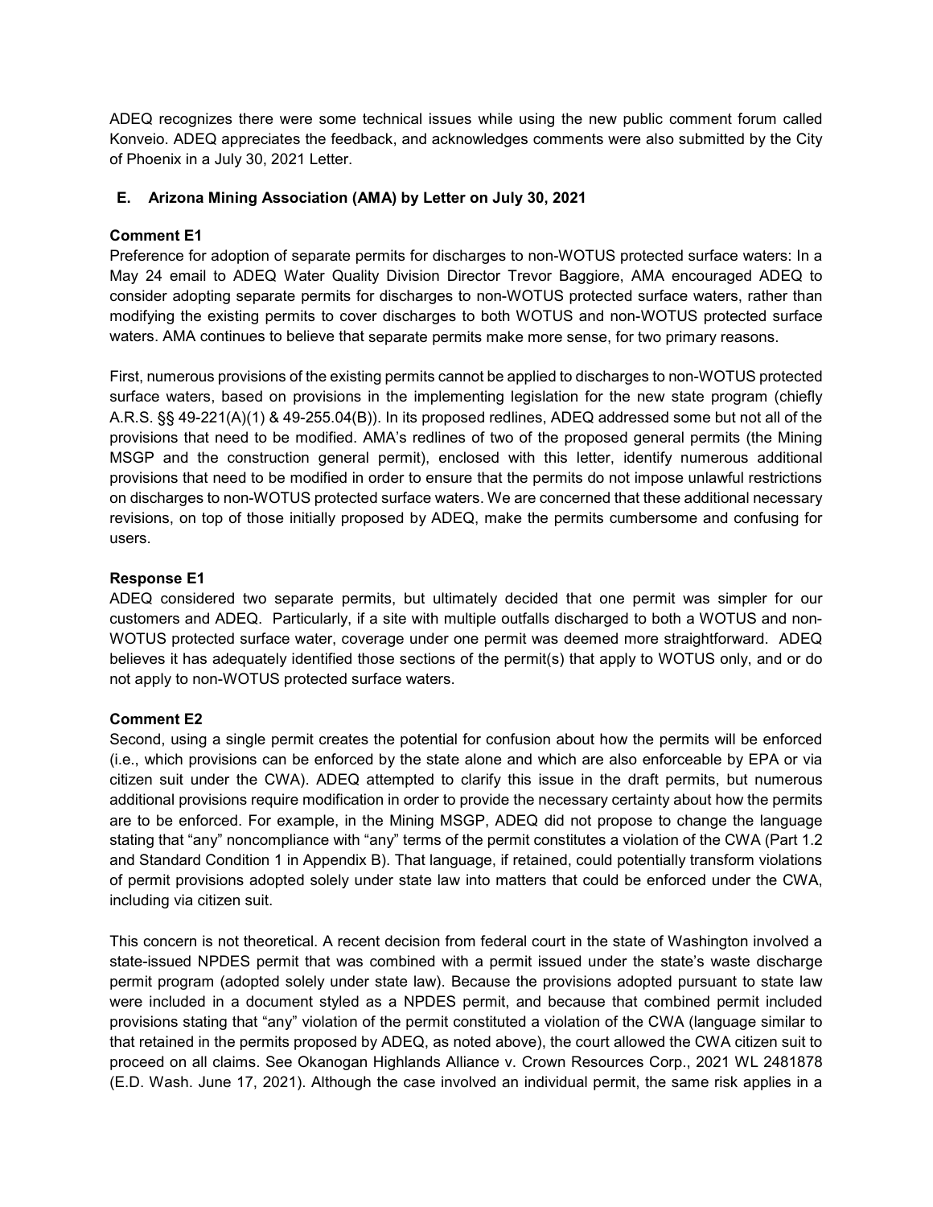ADEQ recognizes there were some technical issues while using the new public comment forum called Konveio. ADEQ appreciates the feedback, and acknowledges comments were also submitted by the City of Phoenix in a July 30, 2021 Letter.

## E. Arizona Mining Association (AMA) by Letter on July 30, 2021

**Comment E1**

Preference for adoption of separate permits for discharges to non-WOTUS protected surface waters: In a May 24 email to ADEQ Water Quality Division Director Trevor Baggiore, AMA encouraged ADEQ to consider adopting separate permits for discharges to non-WOTUS protected surface waters, rather than modifying the existing permits to cover discharges to both WOTUS and non-WOTUS protected surface waters. AMA continues to believe that separate permits make more sense, for two primary reasons.

First, numerous provisions of the existing permits cannot be applied to discharges to non-WOTUS protected surface waters, based on provisions in the implementing legislation for the new state program (chiefly A.R.S. §§ 49-221(A)(1) & 49-255.04(B)). In its proposed redlines, ADEQ addressed some but not all of the provisions that need to be modified. AMA's redlines of two of the proposed general permits (the Mining MSGP and the construction general permit), enclosed with this letter, identify numerous additional provisions that need to be modified in order to ensure that the permits do not impose unlawful restrictions on discharges to non-WOTUS protected surface waters. We are concerned that these additional necessary revisions, on top of those initially proposed by ADEQ, make the permits cumbersome and confusing for users.

**Response E1**

ADEQ considered two separate permits, but ultimately decided that one permit was simpler for our customers and ADEQ. Particularly, if a site with multiple outfalls discharged to both a WOTUS and non-WOTUS protected surface water, coverage under one permit was deemed more straightforward. ADEQ believes it has adequately identified those sections of the permit(s) that apply to WOTUS only, and or do not apply to non-WOTUS protected surface waters.

**Comment E2**

Second, using a single permit creates the potential for confusion about how the permits will be enforced (i.e., which provisions can be enforced by the state alone and which are also enforceable by EPA or via citizen suit under the CWA). ADEQ attempted to clarify this issue in the draft permits, but numerous additional provisions require modification in order to provide the necessary certainty about how the permits are to be enforced. For example, in the Mining MSGP, ADEQ did not propose to change the language stating that "any" noncompliance with "any" terms of the permit constitutes a violation of the CWA (Part 1.2 and Standard Condition 1 in Appendix B). That language, if retained, could potentially transform violations of permit provisions adopted solely under state law into matters that could be enforced under the CWA, including via citizen suit.

This concern is not theoretical. A recent decision from federal court in the state of Washington involved a state-issued NPDES permit that was combined with a permit issued under the state's waste discharge permit program (adopted solely under state law). Because the provisions adopted pursuant to state law were included in a document styled as a NPDES permit, and because that combined permit included provisions stating that "any" violation of the permit constituted a violation of the CWA (language similar to that retained in the permits proposed by ADEQ, as noted above), the court allowed the CWA citizen suit to proceed on all claims. See Okanogan Highlands Alliance v. Crown Resources Corp., 2021 WL 2481878 (E.D. Wash. June 17, 2021). Although the case involved an individual permit, the same risk applies in a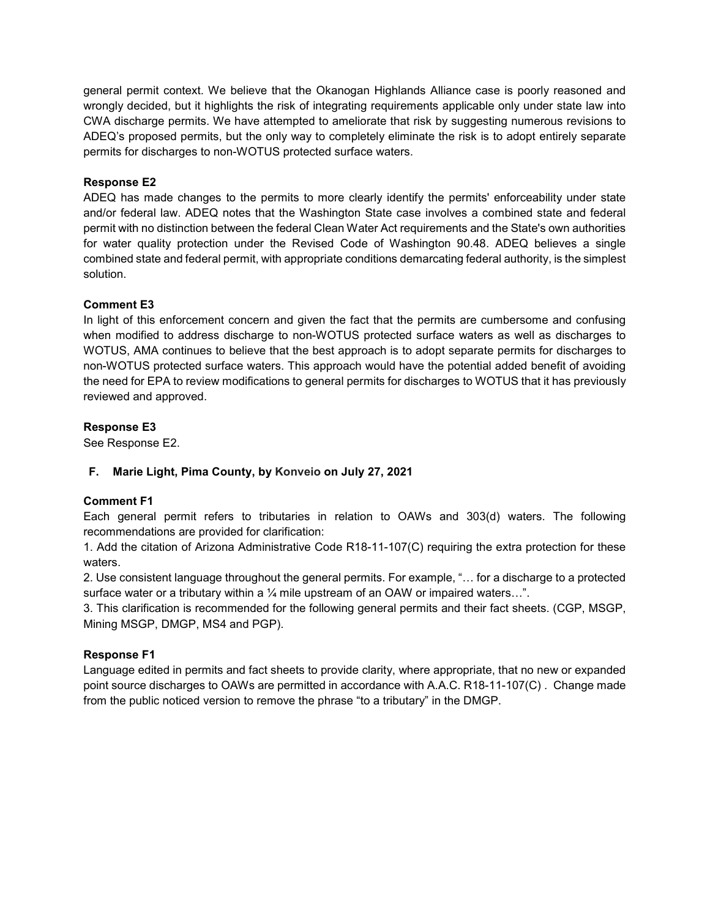general permit context. We believe that the Okanogan Highlands Alliance case is poorly reasoned and wrongly decided, but it highlights the risk of integrating requirements applicable only under state law into CWA discharge permits. We have attempted to ameliorate that risk by suggesting numerous revisions to ADEQ's proposed permits, but the only way to completely eliminate the risk is to adopt entirely separate permits for discharges to non-WOTUS protected surface waters.

**Response E2**

ADEQ has made changes to the permits to more clearly identify the permits' enforceability under state and/or federal law. ADEQ notes that the Washington State case involves a combined state and federal permit with no distinction between the federal Clean Water Act requirements and the State's own authorities for water quality protection under the Revised Code of Washington 90.48. ADEQ believes a single combined state and federal permit, with appropriate conditions demarcating federal authority, is the simplest solution.

**Comment E3**

In light of this enforcement concern and given the fact that the permits are cumbersome and confusing when modified to address discharge to non-WOTUS protected surface waters as well as discharges to WOTUS, AMA continues to believe that the best approach is to adopt separate permits for discharges to non-WOTUS protected surface waters. This approach would have the potential added benefit of avoiding the need for EPA to review modifications to general permits for discharges to WOTUS that it has previously reviewed and approved.

**Response E3**

See Response E2.

### F. Marie Light, Pima County, by Konveio on July 27, 2021

**Comment F1**

Each general permit refers to tributaries in relation to OAWs and 303(d) waters. The following recommendations are provided for clarification:

1. Add the citation of Arizona Administrative Code R18-11-107(C) requiring the extra protection for these waters.
2. Use consistent language throughout the general permits. For example, "… for a discharge to a protected surface water or a tributary within a ¼ mile upstream of an OAW or impaired waters…".
3. This clarification is recommended for the following general permits and their fact sheets. (CGP, MSGP, Mining MSGP, DMGP, MS4 and PGP).

**Response F1**

Language edited in permits and fact sheets to provide clarity, where appropriate, that no new or expanded point source discharges to OAWs are permitted in accordance with A.A.C. R18-11-107(C) . Change made from the public noticed version to remove the phrase "to a tributary" in the DMGP.